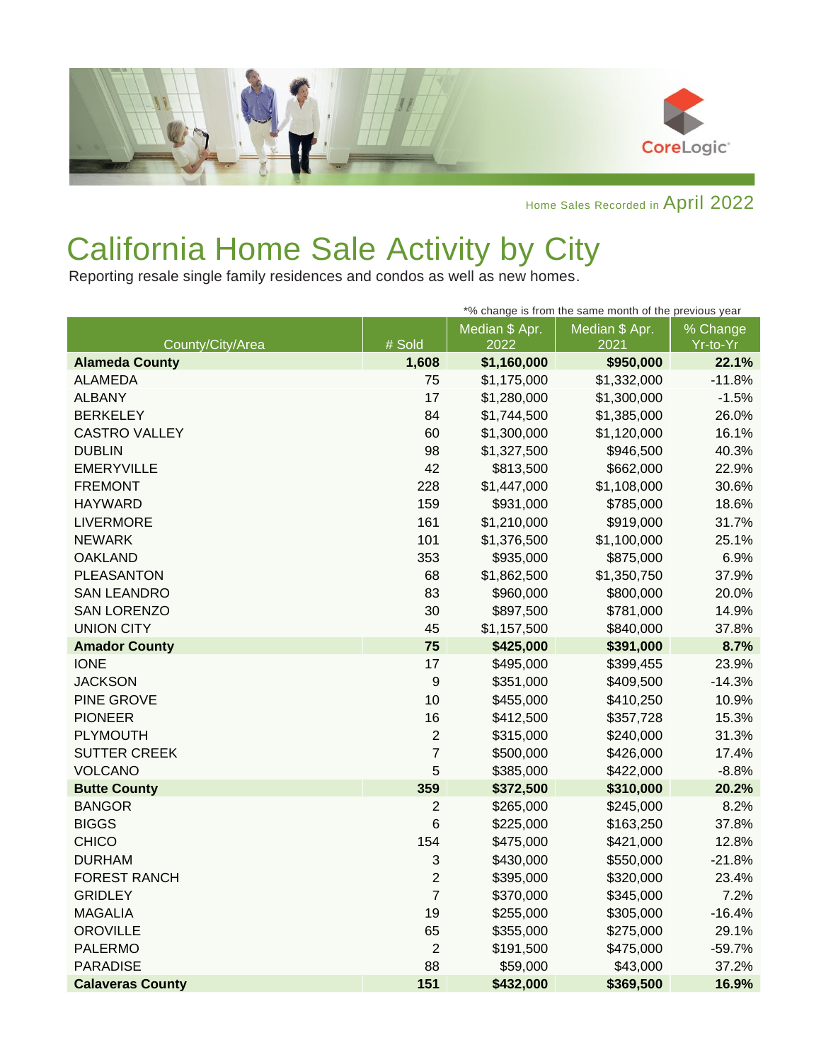Home Sales Recorded in April 2022

# California Home Sale Activity by City

Reporting resale single family residences and condos as well as new homes.

*% change is from the same month of the previous year

| County/City/Area | # Sold | Median $ Apr. 2022 | Median $ Apr. 2021 | % Change Yr-to-Yr |
|---|---|---|---|---|
| **Alameda County** | **1,608** | **$1,160,000** | **$950,000** | **22.1%** |
| ALAMEDA | 75 | $1,175,000 | $1,332,000 | -11.8% |
| ALBANY | 17 | $1,280,000 | $1,300,000 | -1.5% |
| BERKELEY | 84 | $1,744,500 | $1,385,000 | 26.0% |
| CASTRO VALLEY | 60 | $1,300,000 | $1,120,000 | 16.1% |
| DUBLIN | 98 | $1,327,500 | $946,500 | 40.3% |
| EMERYVILLE | 42 | $813,500 | $662,000 | 22.9% |
| FREMONT | 228 | $1,447,000 | $1,108,000 | 30.6% |
| HAYWARD | 159 | $931,000 | $785,000 | 18.6% |
| LIVERMORE | 161 | $1,210,000 | $919,000 | 31.7% |
| NEWARK | 101 | $1,376,500 | $1,100,000 | 25.1% |
| OAKLAND | 353 | $935,000 | $875,000 | 6.9% |
| PLEASANTON | 68 | $1,862,500 | $1,350,750 | 37.9% |
| SAN LEANDRO | 83 | $960,000 | $800,000 | 20.0% |
| SAN LORENZO | 30 | $897,500 | $781,000 | 14.9% |
| UNION CITY | 45 | $1,157,500 | $840,000 | 37.8% |
| **Amador County** | **75** | **$425,000** | **$391,000** | **8.7%** |
| IONE | 17 | $495,000 | $399,455 | 23.9% |
| JACKSON | 9 | $351,000 | $409,500 | -14.3% |
| PINE GROVE | 10 | $455,000 | $410,250 | 10.9% |
| PIONEER | 16 | $412,500 | $357,728 | 15.3% |
| PLYMOUTH | 2 | $315,000 | $240,000 | 31.3% |
| SUTTER CREEK | 7 | $500,000 | $426,000 | 17.4% |
| VOLCANO | 5 | $385,000 | $422,000 | -8.8% |
| **Butte County** | **359** | **$372,500** | **$310,000** | **20.2%** |
| BANGOR | 2 | $265,000 | $245,000 | 8.2% |
| BIGGS | 6 | $225,000 | $163,250 | 37.8% |
| CHICO | 154 | $475,000 | $421,000 | 12.8% |
| DURHAM | 3 | $430,000 | $550,000 | -21.8% |
| FOREST RANCH | 2 | $395,000 | $320,000 | 23.4% |
| GRIDLEY | 7 | $370,000 | $345,000 | 7.2% |
| MAGALIA | 19 | $255,000 | $305,000 | -16.4% |
| OROVILLE | 65 | $355,000 | $275,000 | 29.1% |
| PALERMO | 2 | $191,500 | $475,000 | -59.7% |
| PARADISE | 88 | $59,000 | $43,000 | 37.2% |
| **Calaveras County** | **151** | **$432,000** | **$369,500** | **16.9%** |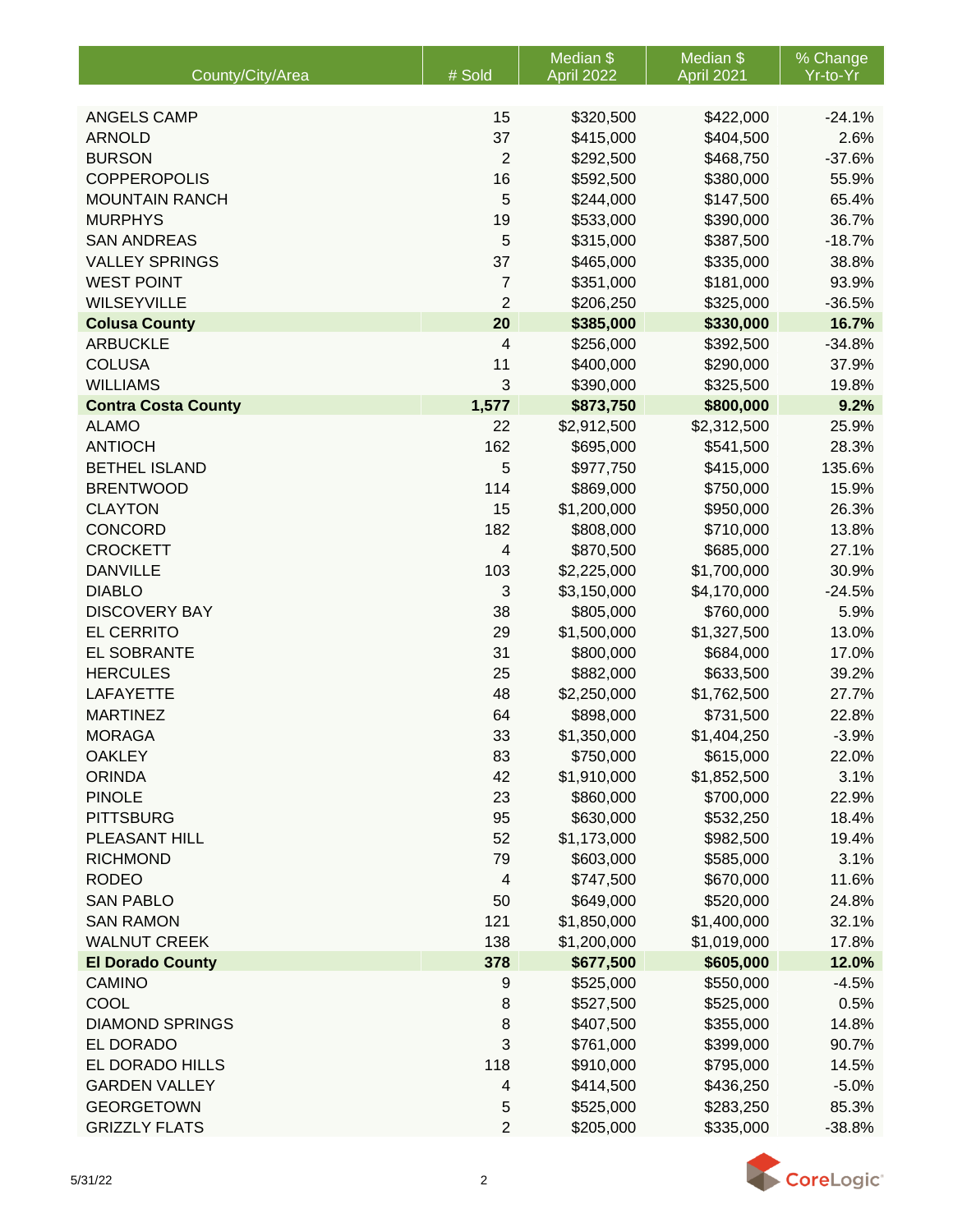| County/City/Area | # Sold | Median $ April 2022 | Median $ April 2021 | % Change Yr-to-Yr |
|---|---|---|---|---|
| ANGELS CAMP | 15 | $320,500 | $422,000 | -24.1% |
| ARNOLD | 37 | $415,000 | $404,500 | 2.6% |
| BURSON | 2 | $292,500 | $468,750 | -37.6% |
| COPPEROPOLIS | 16 | $592,500 | $380,000 | 55.9% |
| MOUNTAIN RANCH | 5 | $244,000 | $147,500 | 65.4% |
| MURPHYS | 19 | $533,000 | $390,000 | 36.7% |
| SAN ANDREAS | 5 | $315,000 | $387,500 | -18.7% |
| VALLEY SPRINGS | 37 | $465,000 | $335,000 | 38.8% |
| WEST POINT | 7 | $351,000 | $181,000 | 93.9% |
| WILSEYVILLE | 2 | $206,250 | $325,000 | -36.5% |
| **Colusa County** | **20** | **$385,000** | **$330,000** | **16.7%** |
| ARBUCKLE | 4 | $256,000 | $392,500 | -34.8% |
| COLUSA | 11 | $400,000 | $290,000 | 37.9% |
| WILLIAMS | 3 | $390,000 | $325,500 | 19.8% |
| **Contra Costa County** | **1,577** | **$873,750** | **$800,000** | **9.2%** |
| ALAMO | 22 | $2,912,500 | $2,312,500 | 25.9% |
| ANTIOCH | 162 | $695,000 | $541,500 | 28.3% |
| BETHEL ISLAND | 5 | $977,750 | $415,000 | 135.6% |
| BRENTWOOD | 114 | $869,000 | $750,000 | 15.9% |
| CLAYTON | 15 | $1,200,000 | $950,000 | 26.3% |
| CONCORD | 182 | $808,000 | $710,000 | 13.8% |
| CROCKETT | 4 | $870,500 | $685,000 | 27.1% |
| DANVILLE | 103 | $2,225,000 | $1,700,000 | 30.9% |
| DIABLO | 3 | $3,150,000 | $4,170,000 | -24.5% |
| DISCOVERY BAY | 38 | $805,000 | $760,000 | 5.9% |
| EL CERRITO | 29 | $1,500,000 | $1,327,500 | 13.0% |
| EL SOBRANTE | 31 | $800,000 | $684,000 | 17.0% |
| HERCULES | 25 | $882,000 | $633,500 | 39.2% |
| LAFAYETTE | 48 | $2,250,000 | $1,762,500 | 27.7% |
| MARTINEZ | 64 | $898,000 | $731,500 | 22.8% |
| MORAGA | 33 | $1,350,000 | $1,404,250 | -3.9% |
| OAKLEY | 83 | $750,000 | $615,000 | 22.0% |
| ORINDA | 42 | $1,910,000 | $1,852,500 | 3.1% |
| PINOLE | 23 | $860,000 | $700,000 | 22.9% |
| PITTSBURG | 95 | $630,000 | $532,250 | 18.4% |
| PLEASANT HILL | 52 | $1,173,000 | $982,500 | 19.4% |
| RICHMOND | 79 | $603,000 | $585,000 | 3.1% |
| RODEO | 4 | $747,500 | $670,000 | 11.6% |
| SAN PABLO | 50 | $649,000 | $520,000 | 24.8% |
| SAN RAMON | 121 | $1,850,000 | $1,400,000 | 32.1% |
| WALNUT CREEK | 138 | $1,200,000 | $1,019,000 | 17.8% |
| **El Dorado County** | **378** | **$677,500** | **$605,000** | **12.0%** |
| CAMINO | 9 | $525,000 | $550,000 | -4.5% |
| COOL | 8 | $527,500 | $525,000 | 0.5% |
| DIAMOND SPRINGS | 8 | $407,500 | $355,000 | 14.8% |
| EL DORADO | 3 | $761,000 | $399,000 | 90.7% |
| EL DORADO HILLS | 118 | $910,000 | $795,000 | 14.5% |
| GARDEN VALLEY | 4 | $414,500 | $436,250 | -5.0% |
| GEORGETOWN | 5 | $525,000 | $283,250 | 85.3% |
| GRIZZLY FLATS | 2 | $205,000 | $335,000 | -38.8% |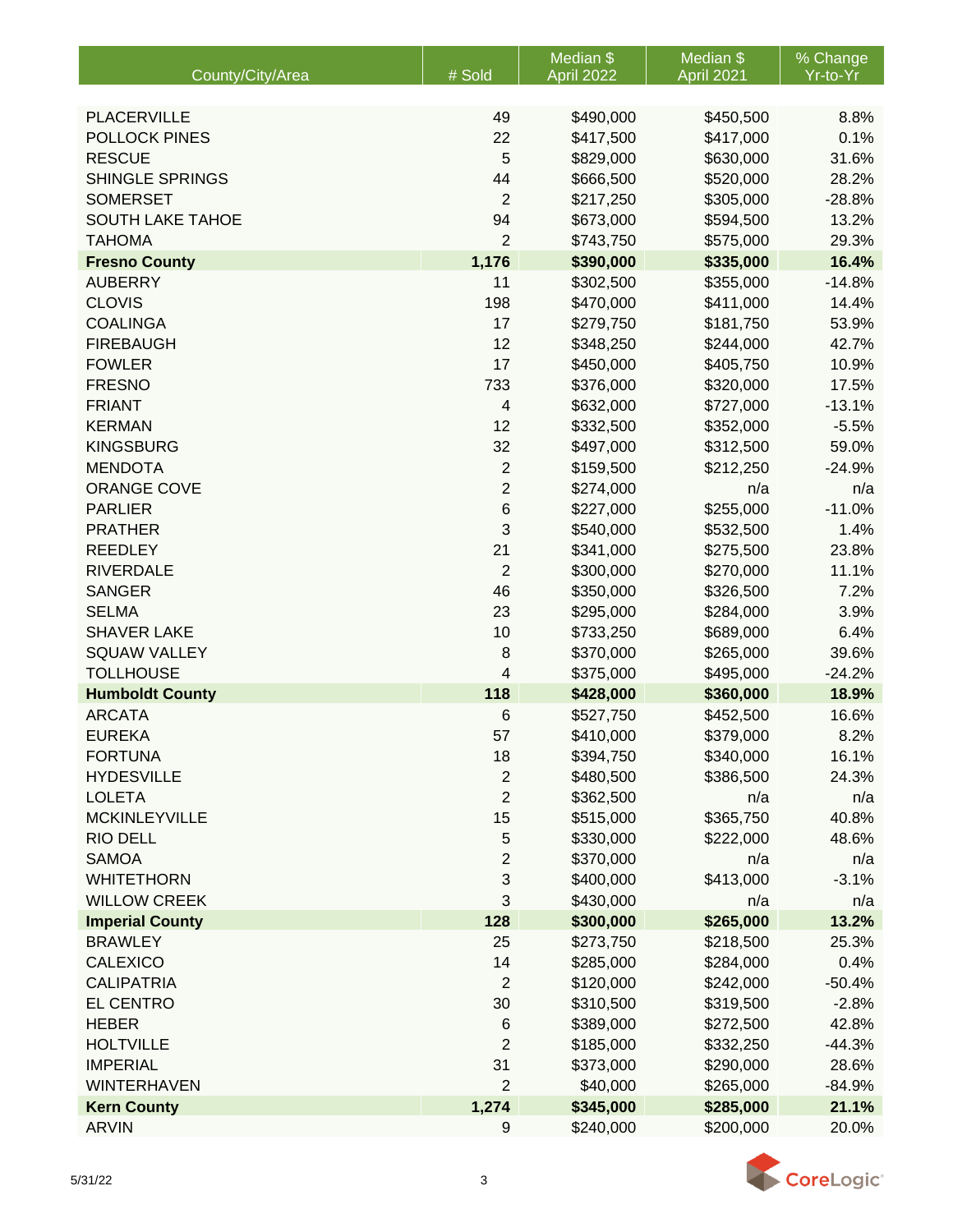| County/City/Area | # Sold | Median $ April 2022 | Median $ April 2021 | % Change Yr-to-Yr |
|---|---|---|---|---|
| PLACERVILLE | 49 | $490,000 | $450,500 | 8.8% |
| POLLOCK PINES | 22 | $417,500 | $417,000 | 0.1% |
| RESCUE | 5 | $829,000 | $630,000 | 31.6% |
| SHINGLE SPRINGS | 44 | $666,500 | $520,000 | 28.2% |
| SOMERSET | 2 | $217,250 | $305,000 | -28.8% |
| SOUTH LAKE TAHOE | 94 | $673,000 | $594,500 | 13.2% |
| TAHOMA | 2 | $743,750 | $575,000 | 29.3% |
| **Fresno County** | **1,176** | **$390,000** | **$335,000** | **16.4%** |
| AUBERRY | 11 | $302,500 | $355,000 | -14.8% |
| CLOVIS | 198 | $470,000 | $411,000 | 14.4% |
| COALINGA | 17 | $279,750 | $181,750 | 53.9% |
| FIREBAUGH | 12 | $348,250 | $244,000 | 42.7% |
| FOWLER | 17 | $450,000 | $405,750 | 10.9% |
| FRESNO | 733 | $376,000 | $320,000 | 17.5% |
| FRIANT | 4 | $632,000 | $727,000 | -13.1% |
| KERMAN | 12 | $332,500 | $352,000 | -5.5% |
| KINGSBURG | 32 | $497,000 | $312,500 | 59.0% |
| MENDOTA | 2 | $159,500 | $212,250 | -24.9% |
| ORANGE COVE | 2 | $274,000 | n/a | n/a |
| PARLIER | 6 | $227,000 | $255,000 | -11.0% |
| PRATHER | 3 | $540,000 | $532,500 | 1.4% |
| REEDLEY | 21 | $341,000 | $275,500 | 23.8% |
| RIVERDALE | 2 | $300,000 | $270,000 | 11.1% |
| SANGER | 46 | $350,000 | $326,500 | 7.2% |
| SELMA | 23 | $295,000 | $284,000 | 3.9% |
| SHAVER LAKE | 10 | $733,250 | $689,000 | 6.4% |
| SQUAW VALLEY | 8 | $370,000 | $265,000 | 39.6% |
| TOLLHOUSE | 4 | $375,000 | $495,000 | -24.2% |
| **Humboldt County** | **118** | **$428,000** | **$360,000** | **18.9%** |
| ARCATA | 6 | $527,750 | $452,500 | 16.6% |
| EUREKA | 57 | $410,000 | $379,000 | 8.2% |
| FORTUNA | 18 | $394,750 | $340,000 | 16.1% |
| HYDESVILLE | 2 | $480,500 | $386,500 | 24.3% |
| LOLETA | 2 | $362,500 | n/a | n/a |
| MCKINLEYVILLE | 15 | $515,000 | $365,750 | 40.8% |
| RIO DELL | 5 | $330,000 | $222,000 | 48.6% |
| SAMOA | 2 | $370,000 | n/a | n/a |
| WHITETHORN | 3 | $400,000 | $413,000 | -3.1% |
| WILLOW CREEK | 3 | $430,000 | n/a | n/a |
| **Imperial County** | **128** | **$300,000** | **$265,000** | **13.2%** |
| BRAWLEY | 25 | $273,750 | $218,500 | 25.3% |
| CALEXICO | 14 | $285,000 | $284,000 | 0.4% |
| CALIPATRIA | 2 | $120,000 | $242,000 | -50.4% |
| EL CENTRO | 30 | $310,500 | $319,500 | -2.8% |
| HEBER | 6 | $389,000 | $272,500 | 42.8% |
| HOLTVILLE | 2 | $185,000 | $332,250 | -44.3% |
| IMPERIAL | 31 | $373,000 | $290,000 | 28.6% |
| WINTERHAVEN | 2 | $40,000 | $265,000 | -84.9% |
| **Kern County** | **1,274** | **$345,000** | **$285,000** | **21.1%** |
| ARVIN | 9 | $240,000 | $200,000 | 20.0% |

5/31/22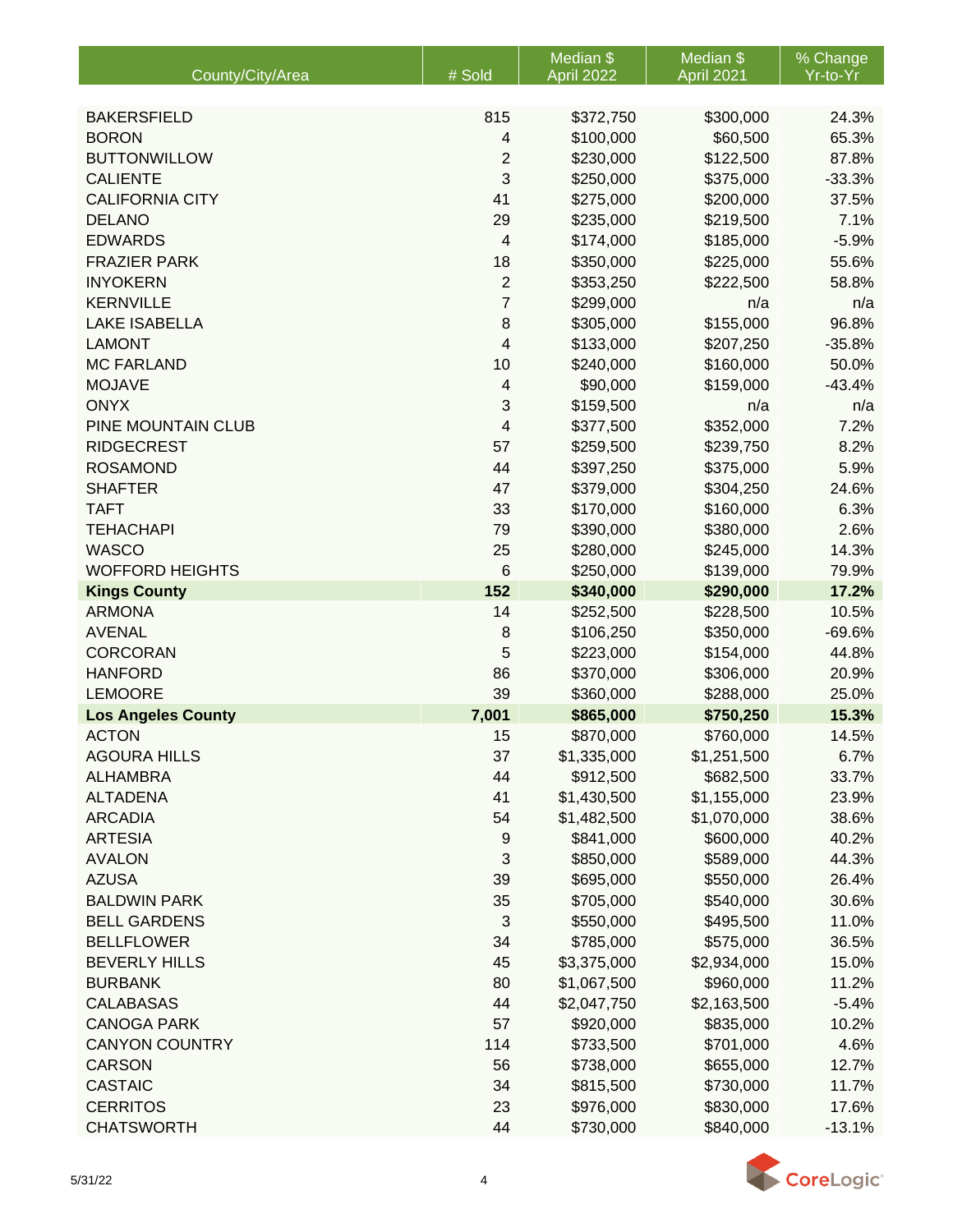| County/City/Area | # Sold | Median $ April 2022 | Median $ April 2021 | % Change Yr-to-Yr |
|---|---|---|---|---|
| BAKERSFIELD | 815 | $372,750 | $300,000 | 24.3% |
| BORON | 4 | $100,000 | $60,500 | 65.3% |
| BUTTONWILLOW | 2 | $230,000 | $122,500 | 87.8% |
| CALIENTE | 3 | $250,000 | $375,000 | -33.3% |
| CALIFORNIA CITY | 41 | $275,000 | $200,000 | 37.5% |
| DELANO | 29 | $235,000 | $219,500 | 7.1% |
| EDWARDS | 4 | $174,000 | $185,000 | -5.9% |
| FRAZIER PARK | 18 | $350,000 | $225,000 | 55.6% |
| INYOKERN | 2 | $353,250 | $222,500 | 58.8% |
| KERNVILLE | 7 | $299,000 | n/a | n/a |
| LAKE ISABELLA | 8 | $305,000 | $155,000 | 96.8% |
| LAMONT | 4 | $133,000 | $207,250 | -35.8% |
| MC FARLAND | 10 | $240,000 | $160,000 | 50.0% |
| MOJAVE | 4 | $90,000 | $159,000 | -43.4% |
| ONYX | 3 | $159,500 | n/a | n/a |
| PINE MOUNTAIN CLUB | 4 | $377,500 | $352,000 | 7.2% |
| RIDGECREST | 57 | $259,500 | $239,750 | 8.2% |
| ROSAMOND | 44 | $397,250 | $375,000 | 5.9% |
| SHAFTER | 47 | $379,000 | $304,250 | 24.6% |
| TAFT | 33 | $170,000 | $160,000 | 6.3% |
| TEHACHAPI | 79 | $390,000 | $380,000 | 2.6% |
| WASCO | 25 | $280,000 | $245,000 | 14.3% |
| WOFFORD HEIGHTS | 6 | $250,000 | $139,000 | 79.9% |
| **Kings County** | **152** | **$340,000** | **$290,000** | **17.2%** |
| ARMONA | 14 | $252,500 | $228,500 | 10.5% |
| AVENAL | 8 | $106,250 | $350,000 | -69.6% |
| CORCORAN | 5 | $223,000 | $154,000 | 44.8% |
| HANFORD | 86 | $370,000 | $306,000 | 20.9% |
| LEMOORE | 39 | $360,000 | $288,000 | 25.0% |
| **Los Angeles County** | **7,001** | **$865,000** | **$750,250** | **15.3%** |
| ACTON | 15 | $870,000 | $760,000 | 14.5% |
| AGOURA HILLS | 37 | $1,335,000 | $1,251,500 | 6.7% |
| ALHAMBRA | 44 | $912,500 | $682,500 | 33.7% |
| ALTADENA | 41 | $1,430,500 | $1,155,000 | 23.9% |
| ARCADIA | 54 | $1,482,500 | $1,070,000 | 38.6% |
| ARTESIA | 9 | $841,000 | $600,000 | 40.2% |
| AVALON | 3 | $850,000 | $589,000 | 44.3% |
| AZUSA | 39 | $695,000 | $550,000 | 26.4% |
| BALDWIN PARK | 35 | $705,000 | $540,000 | 30.6% |
| BELL GARDENS | 3 | $550,000 | $495,500 | 11.0% |
| BELLFLOWER | 34 | $785,000 | $575,000 | 36.5% |
| BEVERLY HILLS | 45 | $3,375,000 | $2,934,000 | 15.0% |
| BURBANK | 80 | $1,067,500 | $960,000 | 11.2% |
| CALABASAS | 44 | $2,047,750 | $2,163,500 | -5.4% |
| CANOGA PARK | 57 | $920,000 | $835,000 | 10.2% |
| CANYON COUNTRY | 114 | $733,500 | $701,000 | 4.6% |
| CARSON | 56 | $738,000 | $655,000 | 12.7% |
| CASTAIC | 34 | $815,500 | $730,000 | 11.7% |
| CERRITOS | 23 | $976,000 | $830,000 | 17.6% |
| CHATSWORTH | 44 | $730,000 | $840,000 | -13.1% |

5/31/22

CoreLogic®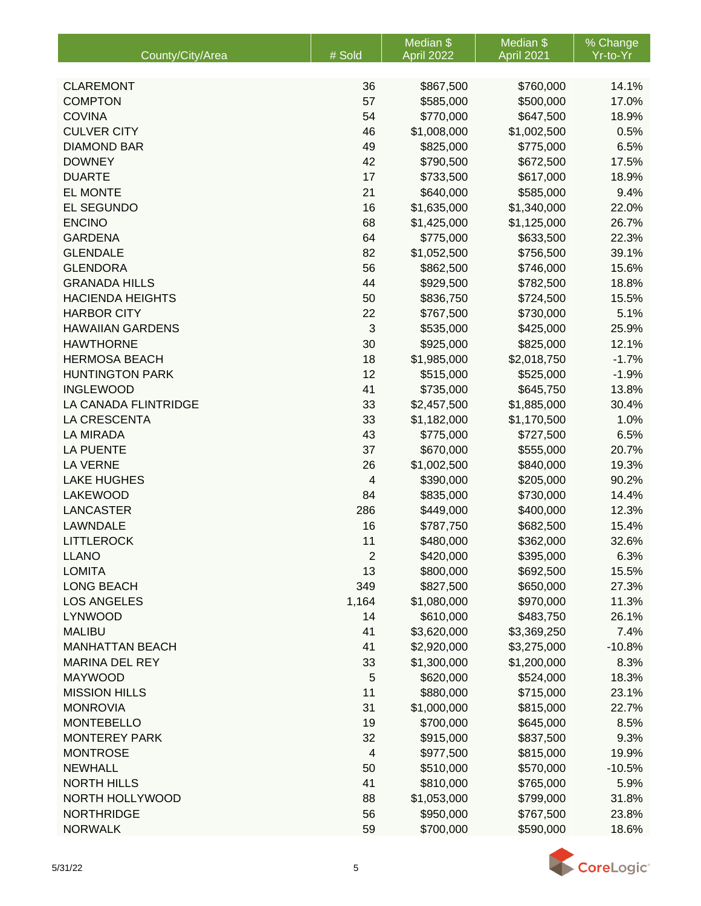| County/City/Area | # Sold | Median $ April 2022 | Median $ April 2021 | % Change Yr-to-Yr |
|---|---|---|---|---|
| CLAREMONT | 36 | $867,500 | $760,000 | 14.1% |
| COMPTON | 57 | $585,000 | $500,000 | 17.0% |
| COVINA | 54 | $770,000 | $647,500 | 18.9% |
| CULVER CITY | 46 | $1,008,000 | $1,002,500 | 0.5% |
| DIAMOND BAR | 49 | $825,000 | $775,000 | 6.5% |
| DOWNEY | 42 | $790,500 | $672,500 | 17.5% |
| DUARTE | 17 | $733,500 | $617,000 | 18.9% |
| EL MONTE | 21 | $640,000 | $585,000 | 9.4% |
| EL SEGUNDO | 16 | $1,635,000 | $1,340,000 | 22.0% |
| ENCINO | 68 | $1,425,000 | $1,125,000 | 26.7% |
| GARDENA | 64 | $775,000 | $633,500 | 22.3% |
| GLENDALE | 82 | $1,052,500 | $756,500 | 39.1% |
| GLENDORA | 56 | $862,500 | $746,000 | 15.6% |
| GRANADA HILLS | 44 | $929,500 | $782,500 | 18.8% |
| HACIENDA HEIGHTS | 50 | $836,750 | $724,500 | 15.5% |
| HARBOR CITY | 22 | $767,500 | $730,000 | 5.1% |
| HAWAIIAN GARDENS | 3 | $535,000 | $425,000 | 25.9% |
| HAWTHORNE | 30 | $925,000 | $825,000 | 12.1% |
| HERMOSA BEACH | 18 | $1,985,000 | $2,018,750 | -1.7% |
| HUNTINGTON PARK | 12 | $515,000 | $525,000 | -1.9% |
| INGLEWOOD | 41 | $735,000 | $645,750 | 13.8% |
| LA CANADA FLINTRIDGE | 33 | $2,457,500 | $1,885,000 | 30.4% |
| LA CRESCENTA | 33 | $1,182,000 | $1,170,500 | 1.0% |
| LA MIRADA | 43 | $775,000 | $727,500 | 6.5% |
| LA PUENTE | 37 | $670,000 | $555,000 | 20.7% |
| LA VERNE | 26 | $1,002,500 | $840,000 | 19.3% |
| LAKE HUGHES | 4 | $390,000 | $205,000 | 90.2% |
| LAKEWOOD | 84 | $835,000 | $730,000 | 14.4% |
| LANCASTER | 286 | $449,000 | $400,000 | 12.3% |
| LAWNDALE | 16 | $787,750 | $682,500 | 15.4% |
| LITTLEROCK | 11 | $480,000 | $362,000 | 32.6% |
| LLANO | 2 | $420,000 | $395,000 | 6.3% |
| LOMITA | 13 | $800,000 | $692,500 | 15.5% |
| LONG BEACH | 349 | $827,500 | $650,000 | 27.3% |
| LOS ANGELES | 1,164 | $1,080,000 | $970,000 | 11.3% |
| LYNWOOD | 14 | $610,000 | $483,750 | 26.1% |
| MALIBU | 41 | $3,620,000 | $3,369,250 | 7.4% |
| MANHATTAN BEACH | 41 | $2,920,000 | $3,275,000 | -10.8% |
| MARINA DEL REY | 33 | $1,300,000 | $1,200,000 | 8.3% |
| MAYWOOD | 5 | $620,000 | $524,000 | 18.3% |
| MISSION HILLS | 11 | $880,000 | $715,000 | 23.1% |
| MONROVIA | 31 | $1,000,000 | $815,000 | 22.7% |
| MONTEBELLO | 19 | $700,000 | $645,000 | 8.5% |
| MONTEREY PARK | 32 | $915,000 | $837,500 | 9.3% |
| MONTROSE | 4 | $977,500 | $815,000 | 19.9% |
| NEWHALL | 50 | $510,000 | $570,000 | -10.5% |
| NORTH HILLS | 41 | $810,000 | $765,000 | 5.9% |
| NORTH HOLLYWOOD | 88 | $1,053,000 | $799,000 | 31.8% |
| NORTHRIDGE | 56 | $950,000 | $767,500 | 23.8% |
| NORWALK | 59 | $700,000 | $590,000 | 18.6% |

5/31/22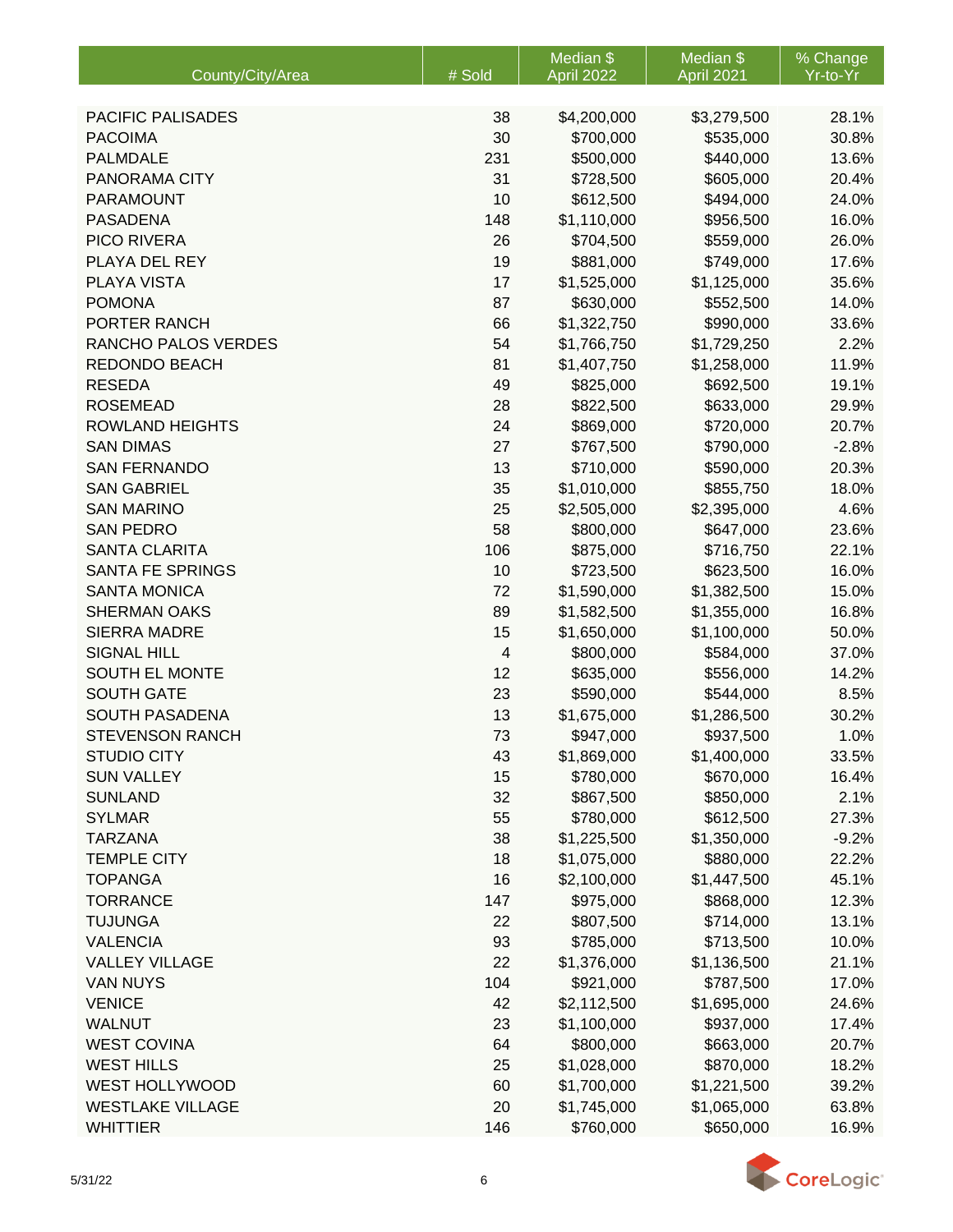| County/City/Area | # Sold | Median $ April 2022 | Median $ April 2021 | % Change Yr-to-Yr |
|---|---|---|---|---|
| PACIFIC PALISADES | 38 | $4,200,000 | $3,279,500 | 28.1% |
| PACOIMA | 30 | $700,000 | $535,000 | 30.8% |
| PALMDALE | 231 | $500,000 | $440,000 | 13.6% |
| PANORAMA CITY | 31 | $728,500 | $605,000 | 20.4% |
| PARAMOUNT | 10 | $612,500 | $494,000 | 24.0% |
| PASADENA | 148 | $1,110,000 | $956,500 | 16.0% |
| PICO RIVERA | 26 | $704,500 | $559,000 | 26.0% |
| PLAYA DEL REY | 19 | $881,000 | $749,000 | 17.6% |
| PLAYA VISTA | 17 | $1,525,000 | $1,125,000 | 35.6% |
| POMONA | 87 | $630,000 | $552,500 | 14.0% |
| PORTER RANCH | 66 | $1,322,750 | $990,000 | 33.6% |
| RANCHO PALOS VERDES | 54 | $1,766,750 | $1,729,250 | 2.2% |
| REDONDO BEACH | 81 | $1,407,750 | $1,258,000 | 11.9% |
| RESEDA | 49 | $825,000 | $692,500 | 19.1% |
| ROSEMEAD | 28 | $822,500 | $633,000 | 29.9% |
| ROWLAND HEIGHTS | 24 | $869,000 | $720,000 | 20.7% |
| SAN DIMAS | 27 | $767,500 | $790,000 | -2.8% |
| SAN FERNANDO | 13 | $710,000 | $590,000 | 20.3% |
| SAN GABRIEL | 35 | $1,010,000 | $855,750 | 18.0% |
| SAN MARINO | 25 | $2,505,000 | $2,395,000 | 4.6% |
| SAN PEDRO | 58 | $800,000 | $647,000 | 23.6% |
| SANTA CLARITA | 106 | $875,000 | $716,750 | 22.1% |
| SANTA FE SPRINGS | 10 | $723,500 | $623,500 | 16.0% |
| SANTA MONICA | 72 | $1,590,000 | $1,382,500 | 15.0% |
| SHERMAN OAKS | 89 | $1,582,500 | $1,355,000 | 16.8% |
| SIERRA MADRE | 15 | $1,650,000 | $1,100,000 | 50.0% |
| SIGNAL HILL | 4 | $800,000 | $584,000 | 37.0% |
| SOUTH EL MONTE | 12 | $635,000 | $556,000 | 14.2% |
| SOUTH GATE | 23 | $590,000 | $544,000 | 8.5% |
| SOUTH PASADENA | 13 | $1,675,000 | $1,286,500 | 30.2% |
| STEVENSON RANCH | 73 | $947,000 | $937,500 | 1.0% |
| STUDIO CITY | 43 | $1,869,000 | $1,400,000 | 33.5% |
| SUN VALLEY | 15 | $780,000 | $670,000 | 16.4% |
| SUNLAND | 32 | $867,500 | $850,000 | 2.1% |
| SYLMAR | 55 | $780,000 | $612,500 | 27.3% |
| TARZANA | 38 | $1,225,500 | $1,350,000 | -9.2% |
| TEMPLE CITY | 18 | $1,075,000 | $880,000 | 22.2% |
| TOPANGA | 16 | $2,100,000 | $1,447,500 | 45.1% |
| TORRANCE | 147 | $975,000 | $868,000 | 12.3% |
| TUJUNGA | 22 | $807,500 | $714,000 | 13.1% |
| VALENCIA | 93 | $785,000 | $713,500 | 10.0% |
| VALLEY VILLAGE | 22 | $1,376,000 | $1,136,500 | 21.1% |
| VAN NUYS | 104 | $921,000 | $787,500 | 17.0% |
| VENICE | 42 | $2,112,500 | $1,695,000 | 24.6% |
| WALNUT | 23 | $1,100,000 | $937,000 | 17.4% |
| WEST COVINA | 64 | $800,000 | $663,000 | 20.7% |
| WEST HILLS | 25 | $1,028,000 | $870,000 | 18.2% |
| WEST HOLLYWOOD | 60 | $1,700,000 | $1,221,500 | 39.2% |
| WESTLAKE VILLAGE | 20 | $1,745,000 | $1,065,000 | 63.8% |
| WHITTIER | 146 | $760,000 | $650,000 | 16.9% |

5/31/22

CoreLogic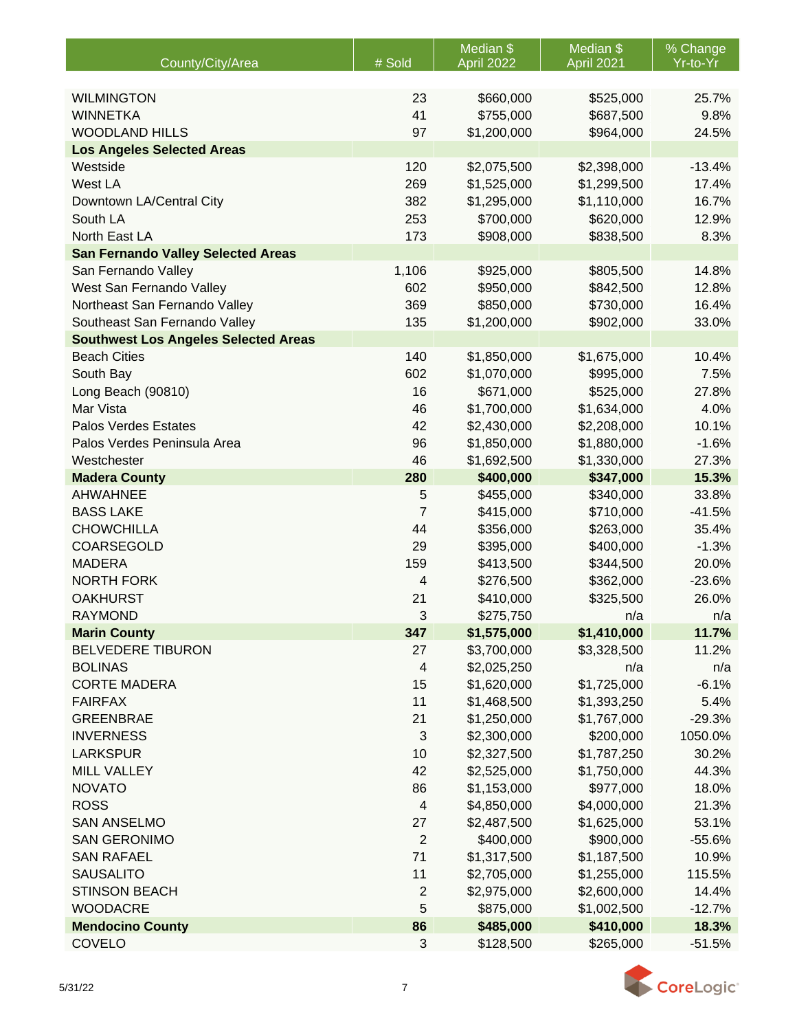| County/City/Area | # Sold | Median $ April 2022 | Median $ April 2021 | % Change Yr-to-Yr |
|---|---|---|---|---|
| WILMINGTON | 23 | $660,000 | $525,000 | 25.7% |
| WINNETKA | 41 | $755,000 | $687,500 | 9.8% |
| WOODLAND HILLS | 97 | $1,200,000 | $964,000 | 24.5% |
| **Los Angeles Selected Areas** | | | | |
| Westside | 120 | $2,075,500 | $2,398,000 | -13.4% |
| West LA | 269 | $1,525,000 | $1,299,500 | 17.4% |
| Downtown LA/Central City | 382 | $1,295,000 | $1,110,000 | 16.7% |
| South LA | 253 | $700,000 | $620,000 | 12.9% |
| North East LA | 173 | $908,000 | $838,500 | 8.3% |
| **San Fernando Valley Selected Areas** | | | | |
| San Fernando Valley | 1,106 | $925,000 | $805,500 | 14.8% |
| West San Fernando Valley | 602 | $950,000 | $842,500 | 12.8% |
| Northeast San Fernando Valley | 369 | $850,000 | $730,000 | 16.4% |
| Southeast San Fernando Valley | 135 | $1,200,000 | $902,000 | 33.0% |
| **Southwest Los Angeles Selected Areas** | | | | |
| Beach Cities | 140 | $1,850,000 | $1,675,000 | 10.4% |
| South Bay | 602 | $1,070,000 | $995,000 | 7.5% |
| Long Beach (90810) | 16 | $671,000 | $525,000 | 27.8% |
| Mar Vista | 46 | $1,700,000 | $1,634,000 | 4.0% |
| Palos Verdes Estates | 42 | $2,430,000 | $2,208,000 | 10.1% |
| Palos Verdes Peninsula Area | 96 | $1,850,000 | $1,880,000 | -1.6% |
| Westchester | 46 | $1,692,500 | $1,330,000 | 27.3% |
| **Madera County** | **280** | **$400,000** | **$347,000** | **15.3%** |
| AHWAHNEE | 5 | $455,000 | $340,000 | 33.8% |
| BASS LAKE | 7 | $415,000 | $710,000 | -41.5% |
| CHOWCHILLA | 44 | $356,000 | $263,000 | 35.4% |
| COARSEGOLD | 29 | $395,000 | $400,000 | -1.3% |
| MADERA | 159 | $413,500 | $344,500 | 20.0% |
| NORTH FORK | 4 | $276,500 | $362,000 | -23.6% |
| OAKHURST | 21 | $410,000 | $325,500 | 26.0% |
| RAYMOND | 3 | $275,750 | n/a | n/a |
| **Marin County** | **347** | **$1,575,000** | **$1,410,000** | **11.7%** |
| BELVEDERE TIBURON | 27 | $3,700,000 | $3,328,500 | 11.2% |
| BOLINAS | 4 | $2,025,250 | n/a | n/a |
| CORTE MADERA | 15 | $1,620,000 | $1,725,000 | -6.1% |
| FAIRFAX | 11 | $1,468,500 | $1,393,250 | 5.4% |
| GREENBRAE | 21 | $1,250,000 | $1,767,000 | -29.3% |
| INVERNESS | 3 | $2,300,000 | $200,000 | 1050.0% |
| LARKSPUR | 10 | $2,327,500 | $1,787,250 | 30.2% |
| MILL VALLEY | 42 | $2,525,000 | $1,750,000 | 44.3% |
| NOVATO | 86 | $1,153,000 | $977,000 | 18.0% |
| ROSS | 4 | $4,850,000 | $4,000,000 | 21.3% |
| SAN ANSELMO | 27 | $2,487,500 | $1,625,000 | 53.1% |
| SAN GERONIMO | 2 | $400,000 | $900,000 | -55.6% |
| SAN RAFAEL | 71 | $1,317,500 | $1,187,500 | 10.9% |
| SAUSALITO | 11 | $2,705,000 | $1,255,000 | 115.5% |
| STINSON BEACH | 2 | $2,975,000 | $2,600,000 | 14.4% |
| WOODACRE | 5 | $875,000 | $1,002,500 | -12.7% |
| **Mendocino County** | **86** | **$485,000** | **$410,000** | **18.3%** |
| COVELO | 3 | $128,500 | $265,000 | -51.5% |

5/31/22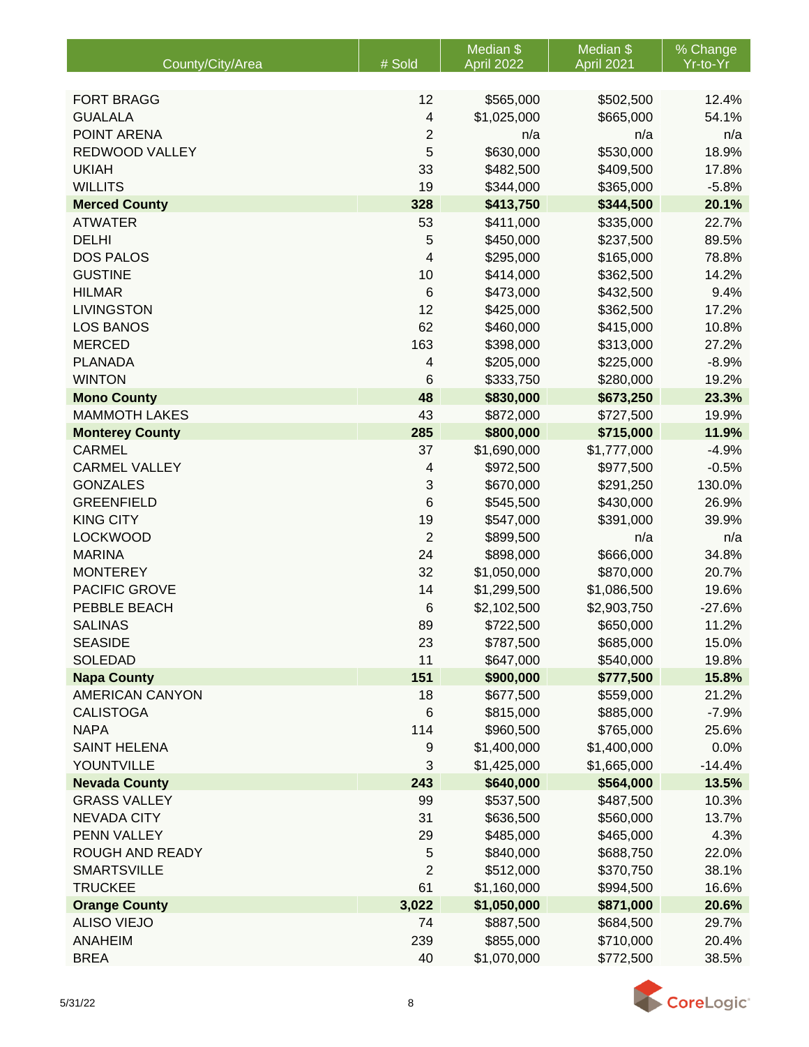| County/City/Area | # Sold | Median $ April 2022 | Median $ April 2021 | % Change Yr-to-Yr |
|---|---|---|---|---|
| FORT BRAGG | 12 | $565,000 | $502,500 | 12.4% |
| GUALALA | 4 | $1,025,000 | $665,000 | 54.1% |
| POINT ARENA | 2 | n/a | n/a | n/a |
| REDWOOD VALLEY | 5 | $630,000 | $530,000 | 18.9% |
| UKIAH | 33 | $482,500 | $409,500 | 17.8% |
| WILLITS | 19 | $344,000 | $365,000 | -5.8% |
| **Merced County** | **328** | **$413,750** | **$344,500** | **20.1%** |
| ATWATER | 53 | $411,000 | $335,000 | 22.7% |
| DELHI | 5 | $450,000 | $237,500 | 89.5% |
| DOS PALOS | 4 | $295,000 | $165,000 | 78.8% |
| GUSTINE | 10 | $414,000 | $362,500 | 14.2% |
| HILMAR | 6 | $473,000 | $432,500 | 9.4% |
| LIVINGSTON | 12 | $425,000 | $362,500 | 17.2% |
| LOS BANOS | 62 | $460,000 | $415,000 | 10.8% |
| MERCED | 163 | $398,000 | $313,000 | 27.2% |
| PLANADA | 4 | $205,000 | $225,000 | -8.9% |
| WINTON | 6 | $333,750 | $280,000 | 19.2% |
| **Mono County** | **48** | **$830,000** | **$673,250** | **23.3%** |
| MAMMOTH LAKES | 43 | $872,000 | $727,500 | 19.9% |
| **Monterey County** | **285** | **$800,000** | **$715,000** | **11.9%** |
| CARMEL | 37 | $1,690,000 | $1,777,000 | -4.9% |
| CARMEL VALLEY | 4 | $972,500 | $977,500 | -0.5% |
| GONZALES | 3 | $670,000 | $291,250 | 130.0% |
| GREENFIELD | 6 | $545,500 | $430,000 | 26.9% |
| KING CITY | 19 | $547,000 | $391,000 | 39.9% |
| LOCKWOOD | 2 | $899,500 | n/a | n/a |
| MARINA | 24 | $898,000 | $666,000 | 34.8% |
| MONTEREY | 32 | $1,050,000 | $870,000 | 20.7% |
| PACIFIC GROVE | 14 | $1,299,500 | $1,086,500 | 19.6% |
| PEBBLE BEACH | 6 | $2,102,500 | $2,903,750 | -27.6% |
| SALINAS | 89 | $722,500 | $650,000 | 11.2% |
| SEASIDE | 23 | $787,500 | $685,000 | 15.0% |
| SOLEDAD | 11 | $647,000 | $540,000 | 19.8% |
| **Napa County** | **151** | **$900,000** | **$777,500** | **15.8%** |
| AMERICAN CANYON | 18 | $677,500 | $559,000 | 21.2% |
| CALISTOGA | 6 | $815,000 | $885,000 | -7.9% |
| NAPA | 114 | $960,500 | $765,000 | 25.6% |
| SAINT HELENA | 9 | $1,400,000 | $1,400,000 | 0.0% |
| YOUNTVILLE | 3 | $1,425,000 | $1,665,000 | -14.4% |
| **Nevada County** | **243** | **$640,000** | **$564,000** | **13.5%** |
| GRASS VALLEY | 99 | $537,500 | $487,500 | 10.3% |
| NEVADA CITY | 31 | $636,500 | $560,000 | 13.7% |
| PENN VALLEY | 29 | $485,000 | $465,000 | 4.3% |
| ROUGH AND READY | 5 | $840,000 | $688,750 | 22.0% |
| SMARTSVILLE | 2 | $512,000 | $370,750 | 38.1% |
| TRUCKEE | 61 | $1,160,000 | $994,500 | 16.6% |
| **Orange County** | **3,022** | **$1,050,000** | **$871,000** | **20.6%** |
| ALISO VIEJO | 74 | $887,500 | $684,500 | 29.7% |
| ANAHEIM | 239 | $855,000 | $710,000 | 20.4% |
| BREA | 40 | $1,070,000 | $772,500 | 38.5% |

5/31/22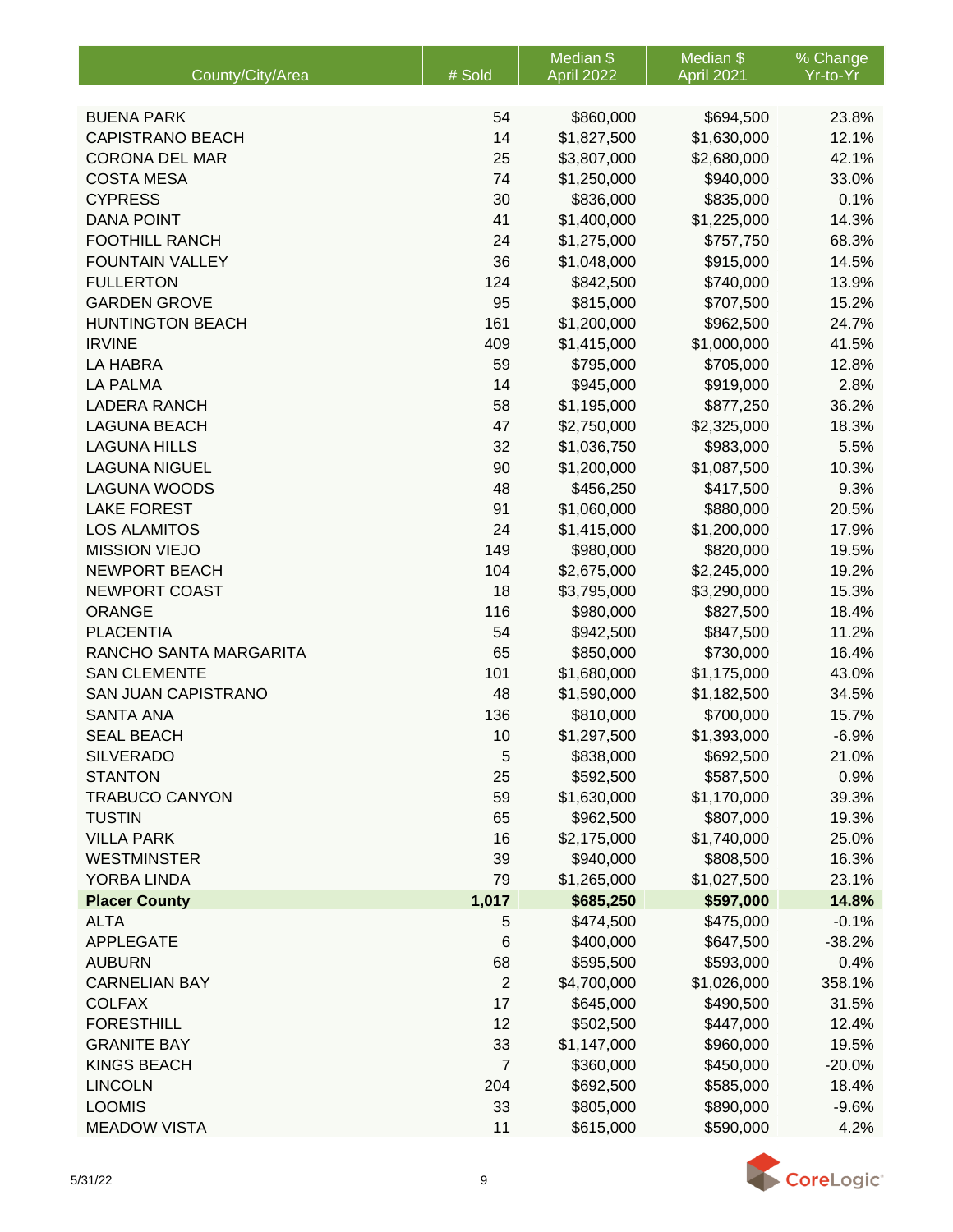| County/City/Area | # Sold | Median $ April 2022 | Median $ April 2021 | % Change Yr-to-Yr |
|---|---|---|---|---|
| BUENA PARK | 54 | $860,000 | $694,500 | 23.8% |
| CAPISTRANO BEACH | 14 | $1,827,500 | $1,630,000 | 12.1% |
| CORONA DEL MAR | 25 | $3,807,000 | $2,680,000 | 42.1% |
| COSTA MESA | 74 | $1,250,000 | $940,000 | 33.0% |
| CYPRESS | 30 | $836,000 | $835,000 | 0.1% |
| DANA POINT | 41 | $1,400,000 | $1,225,000 | 14.3% |
| FOOTHILL RANCH | 24 | $1,275,000 | $757,750 | 68.3% |
| FOUNTAIN VALLEY | 36 | $1,048,000 | $915,000 | 14.5% |
| FULLERTON | 124 | $842,500 | $740,000 | 13.9% |
| GARDEN GROVE | 95 | $815,000 | $707,500 | 15.2% |
| HUNTINGTON BEACH | 161 | $1,200,000 | $962,500 | 24.7% |
| IRVINE | 409 | $1,415,000 | $1,000,000 | 41.5% |
| LA HABRA | 59 | $795,000 | $705,000 | 12.8% |
| LA PALMA | 14 | $945,000 | $919,000 | 2.8% |
| LADERA RANCH | 58 | $1,195,000 | $877,250 | 36.2% |
| LAGUNA BEACH | 47 | $2,750,000 | $2,325,000 | 18.3% |
| LAGUNA HILLS | 32 | $1,036,750 | $983,000 | 5.5% |
| LAGUNA NIGUEL | 90 | $1,200,000 | $1,087,500 | 10.3% |
| LAGUNA WOODS | 48 | $456,250 | $417,500 | 9.3% |
| LAKE FOREST | 91 | $1,060,000 | $880,000 | 20.5% |
| LOS ALAMITOS | 24 | $1,415,000 | $1,200,000 | 17.9% |
| MISSION VIEJO | 149 | $980,000 | $820,000 | 19.5% |
| NEWPORT BEACH | 104 | $2,675,000 | $2,245,000 | 19.2% |
| NEWPORT COAST | 18 | $3,795,000 | $3,290,000 | 15.3% |
| ORANGE | 116 | $980,000 | $827,500 | 18.4% |
| PLACENTIA | 54 | $942,500 | $847,500 | 11.2% |
| RANCHO SANTA MARGARITA | 65 | $850,000 | $730,000 | 16.4% |
| SAN CLEMENTE | 101 | $1,680,000 | $1,175,000 | 43.0% |
| SAN JUAN CAPISTRANO | 48 | $1,590,000 | $1,182,500 | 34.5% |
| SANTA ANA | 136 | $810,000 | $700,000 | 15.7% |
| SEAL BEACH | 10 | $1,297,500 | $1,393,000 | -6.9% |
| SILVERADO | 5 | $838,000 | $692,500 | 21.0% |
| STANTON | 25 | $592,500 | $587,500 | 0.9% |
| TRABUCO CANYON | 59 | $1,630,000 | $1,170,000 | 39.3% |
| TUSTIN | 65 | $962,500 | $807,000 | 19.3% |
| VILLA PARK | 16 | $2,175,000 | $1,740,000 | 25.0% |
| WESTMINSTER | 39 | $940,000 | $808,500 | 16.3% |
| YORBA LINDA | 79 | $1,265,000 | $1,027,500 | 23.1% |
| **Placer County** | **1,017** | **$685,250** | **$597,000** | **14.8%** |
| ALTA | 5 | $474,500 | $475,000 | -0.1% |
| APPLEGATE | 6 | $400,000 | $647,500 | -38.2% |
| AUBURN | 68 | $595,500 | $593,000 | 0.4% |
| CARNELIAN BAY | 2 | $4,700,000 | $1,026,000 | 358.1% |
| COLFAX | 17 | $645,000 | $490,500 | 31.5% |
| FORESTHILL | 12 | $502,500 | $447,000 | 12.4% |
| GRANITE BAY | 33 | $1,147,000 | $960,000 | 19.5% |
| KINGS BEACH | 7 | $360,000 | $450,000 | -20.0% |
| LINCOLN | 204 | $692,500 | $585,000 | 18.4% |
| LOOMIS | 33 | $805,000 | $890,000 | -9.6% |
| MEADOW VISTA | 11 | $615,000 | $590,000 | 4.2% |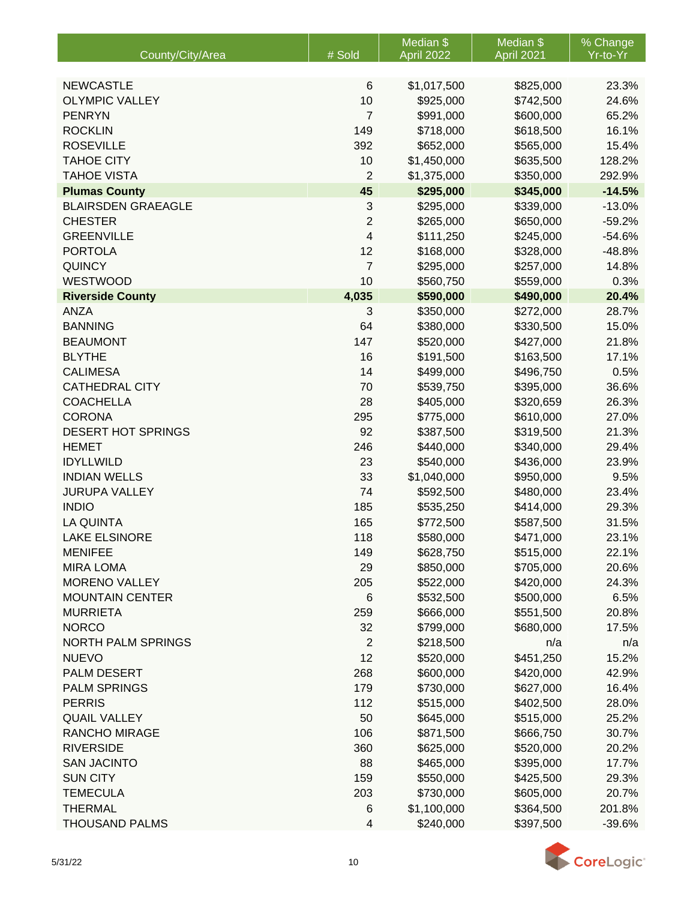| County/City/Area | # Sold | Median $ April 2022 | Median $ April 2021 | % Change Yr-to-Yr |
|---|---|---|---|---|
| NEWCASTLE | 6 | $1,017,500 | $825,000 | 23.3% |
| OLYMPIC VALLEY | 10 | $925,000 | $742,500 | 24.6% |
| PENRYN | 7 | $991,000 | $600,000 | 65.2% |
| ROCKLIN | 149 | $718,000 | $618,500 | 16.1% |
| ROSEVILLE | 392 | $652,000 | $565,000 | 15.4% |
| TAHOE CITY | 10 | $1,450,000 | $635,500 | 128.2% |
| TAHOE VISTA | 2 | $1,375,000 | $350,000 | 292.9% |
| **Plumas County** | **45** | **$295,000** | **$345,000** | **-14.5%** |
| BLAIRSDEN GRAEAGLE | 3 | $295,000 | $339,000 | -13.0% |
| CHESTER | 2 | $265,000 | $650,000 | -59.2% |
| GREENVILLE | 4 | $111,250 | $245,000 | -54.6% |
| PORTOLA | 12 | $168,000 | $328,000 | -48.8% |
| QUINCY | 7 | $295,000 | $257,000 | 14.8% |
| WESTWOOD | 10 | $560,750 | $559,000 | 0.3% |
| **Riverside County** | **4,035** | **$590,000** | **$490,000** | **20.4%** |
| ANZA | 3 | $350,000 | $272,000 | 28.7% |
| BANNING | 64 | $380,000 | $330,500 | 15.0% |
| BEAUMONT | 147 | $520,000 | $427,000 | 21.8% |
| BLYTHE | 16 | $191,500 | $163,500 | 17.1% |
| CALIMESA | 14 | $499,000 | $496,750 | 0.5% |
| CATHEDRAL CITY | 70 | $539,750 | $395,000 | 36.6% |
| COACHELLA | 28 | $405,000 | $320,659 | 26.3% |
| CORONA | 295 | $775,000 | $610,000 | 27.0% |
| DESERT HOT SPRINGS | 92 | $387,500 | $319,500 | 21.3% |
| HEMET | 246 | $440,000 | $340,000 | 29.4% |
| IDYLLWILD | 23 | $540,000 | $436,000 | 23.9% |
| INDIAN WELLS | 33 | $1,040,000 | $950,000 | 9.5% |
| JURUPA VALLEY | 74 | $592,500 | $480,000 | 23.4% |
| INDIO | 185 | $535,250 | $414,000 | 29.3% |
| LA QUINTA | 165 | $772,500 | $587,500 | 31.5% |
| LAKE ELSINORE | 118 | $580,000 | $471,000 | 23.1% |
| MENIFEE | 149 | $628,750 | $515,000 | 22.1% |
| MIRA LOMA | 29 | $850,000 | $705,000 | 20.6% |
| MORENO VALLEY | 205 | $522,000 | $420,000 | 24.3% |
| MOUNTAIN CENTER | 6 | $532,500 | $500,000 | 6.5% |
| MURRIETA | 259 | $666,000 | $551,500 | 20.8% |
| NORCO | 32 | $799,000 | $680,000 | 17.5% |
| NORTH PALM SPRINGS | 2 | $218,500 | n/a | n/a |
| NUEVO | 12 | $520,000 | $451,250 | 15.2% |
| PALM DESERT | 268 | $600,000 | $420,000 | 42.9% |
| PALM SPRINGS | 179 | $730,000 | $627,000 | 16.4% |
| PERRIS | 112 | $515,000 | $402,500 | 28.0% |
| QUAIL VALLEY | 50 | $645,000 | $515,000 | 25.2% |
| RANCHO MIRAGE | 106 | $871,500 | $666,750 | 30.7% |
| RIVERSIDE | 360 | $625,000 | $520,000 | 20.2% |
| SAN JACINTO | 88 | $465,000 | $395,000 | 17.7% |
| SUN CITY | 159 | $550,000 | $425,500 | 29.3% |
| TEMECULA | 203 | $730,000 | $605,000 | 20.7% |
| THERMAL | 6 | $1,100,000 | $364,500 | 201.8% |
| THOUSAND PALMS | 4 | $240,000 | $397,500 | -39.6% |

5/31/22

CoreLogic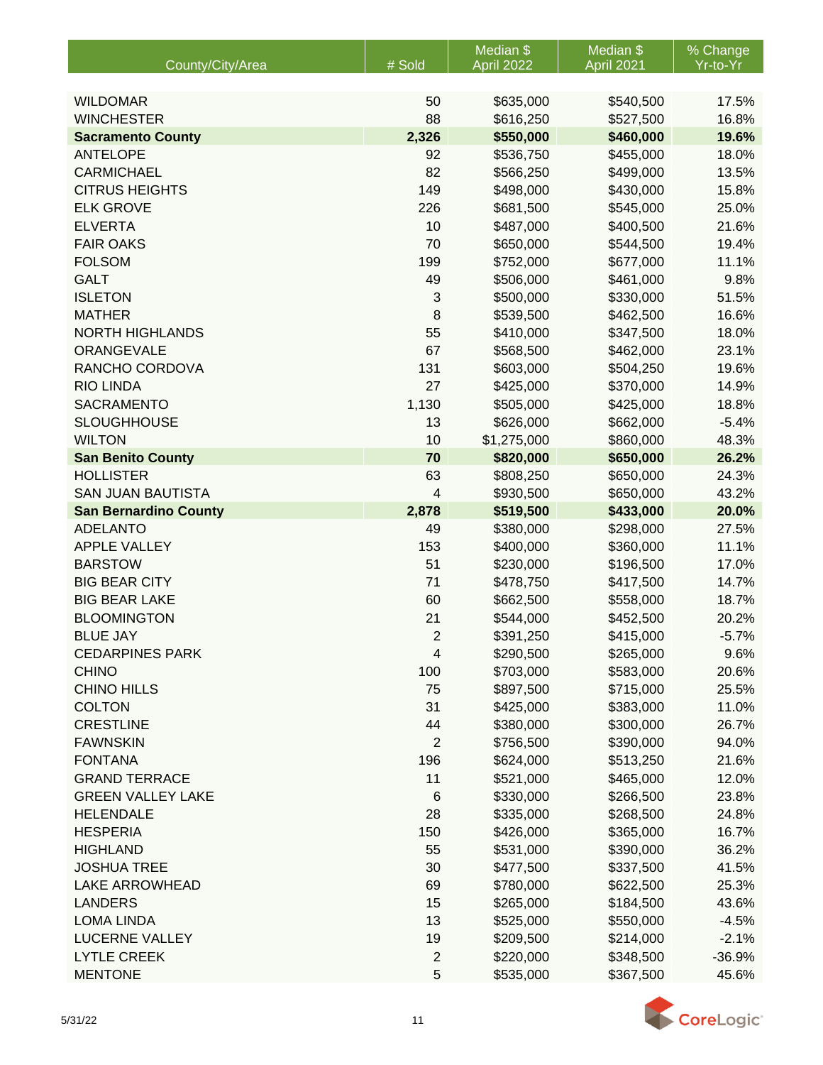| County/City/Area | # Sold | Median $ April 2022 | Median $ April 2021 | % Change Yr-to-Yr |
|---|---|---|---|---|
| WILDOMAR | 50 | $635,000 | $540,500 | 17.5% |
| WINCHESTER | 88 | $616,250 | $527,500 | 16.8% |
| **Sacramento County** | **2,326** | **$550,000** | **$460,000** | **19.6%** |
| ANTELOPE | 92 | $536,750 | $455,000 | 18.0% |
| CARMICHAEL | 82 | $566,250 | $499,000 | 13.5% |
| CITRUS HEIGHTS | 149 | $498,000 | $430,000 | 15.8% |
| ELK GROVE | 226 | $681,500 | $545,000 | 25.0% |
| ELVERTA | 10 | $487,000 | $400,500 | 21.6% |
| FAIR OAKS | 70 | $650,000 | $544,500 | 19.4% |
| FOLSOM | 199 | $752,000 | $677,000 | 11.1% |
| GALT | 49 | $506,000 | $461,000 | 9.8% |
| ISLETON | 3 | $500,000 | $330,000 | 51.5% |
| MATHER | 8 | $539,500 | $462,500 | 16.6% |
| NORTH HIGHLANDS | 55 | $410,000 | $347,500 | 18.0% |
| ORANGEVALE | 67 | $568,500 | $462,000 | 23.1% |
| RANCHO CORDOVA | 131 | $603,000 | $504,250 | 19.6% |
| RIO LINDA | 27 | $425,000 | $370,000 | 14.9% |
| SACRAMENTO | 1,130 | $505,000 | $425,000 | 18.8% |
| SLOUGHHOUSE | 13 | $626,000 | $662,000 | -5.4% |
| WILTON | 10 | $1,275,000 | $860,000 | 48.3% |
| **San Benito County** | **70** | **$820,000** | **$650,000** | **26.2%** |
| HOLLISTER | 63 | $808,250 | $650,000 | 24.3% |
| SAN JUAN BAUTISTA | 4 | $930,500 | $650,000 | 43.2% |
| **San Bernardino County** | **2,878** | **$519,500** | **$433,000** | **20.0%** |
| ADELANTO | 49 | $380,000 | $298,000 | 27.5% |
| APPLE VALLEY | 153 | $400,000 | $360,000 | 11.1% |
| BARSTOW | 51 | $230,000 | $196,500 | 17.0% |
| BIG BEAR CITY | 71 | $478,750 | $417,500 | 14.7% |
| BIG BEAR LAKE | 60 | $662,500 | $558,000 | 18.7% |
| BLOOMINGTON | 21 | $544,000 | $452,500 | 20.2% |
| BLUE JAY | 2 | $391,250 | $415,000 | -5.7% |
| CEDARPINES PARK | 4 | $290,500 | $265,000 | 9.6% |
| CHINO | 100 | $703,000 | $583,000 | 20.6% |
| CHINO HILLS | 75 | $897,500 | $715,000 | 25.5% |
| COLTON | 31 | $425,000 | $383,000 | 11.0% |
| CRESTLINE | 44 | $380,000 | $300,000 | 26.7% |
| FAWNSKIN | 2 | $756,500 | $390,000 | 94.0% |
| FONTANA | 196 | $624,000 | $513,250 | 21.6% |
| GRAND TERRACE | 11 | $521,000 | $465,000 | 12.0% |
| GREEN VALLEY LAKE | 6 | $330,000 | $266,500 | 23.8% |
| HELENDALE | 28 | $335,000 | $268,500 | 24.8% |
| HESPERIA | 150 | $426,000 | $365,000 | 16.7% |
| HIGHLAND | 55 | $531,000 | $390,000 | 36.2% |
| JOSHUA TREE | 30 | $477,500 | $337,500 | 41.5% |
| LAKE ARROWHEAD | 69 | $780,000 | $622,500 | 25.3% |
| LANDERS | 15 | $265,000 | $184,500 | 43.6% |
| LOMA LINDA | 13 | $525,000 | $550,000 | -4.5% |
| LUCERNE VALLEY | 19 | $209,500 | $214,000 | -2.1% |
| LYTLE CREEK | 2 | $220,000 | $348,500 | -36.9% |
| MENTONE | 5 | $535,000 | $367,500 | 45.6% |

5/31/22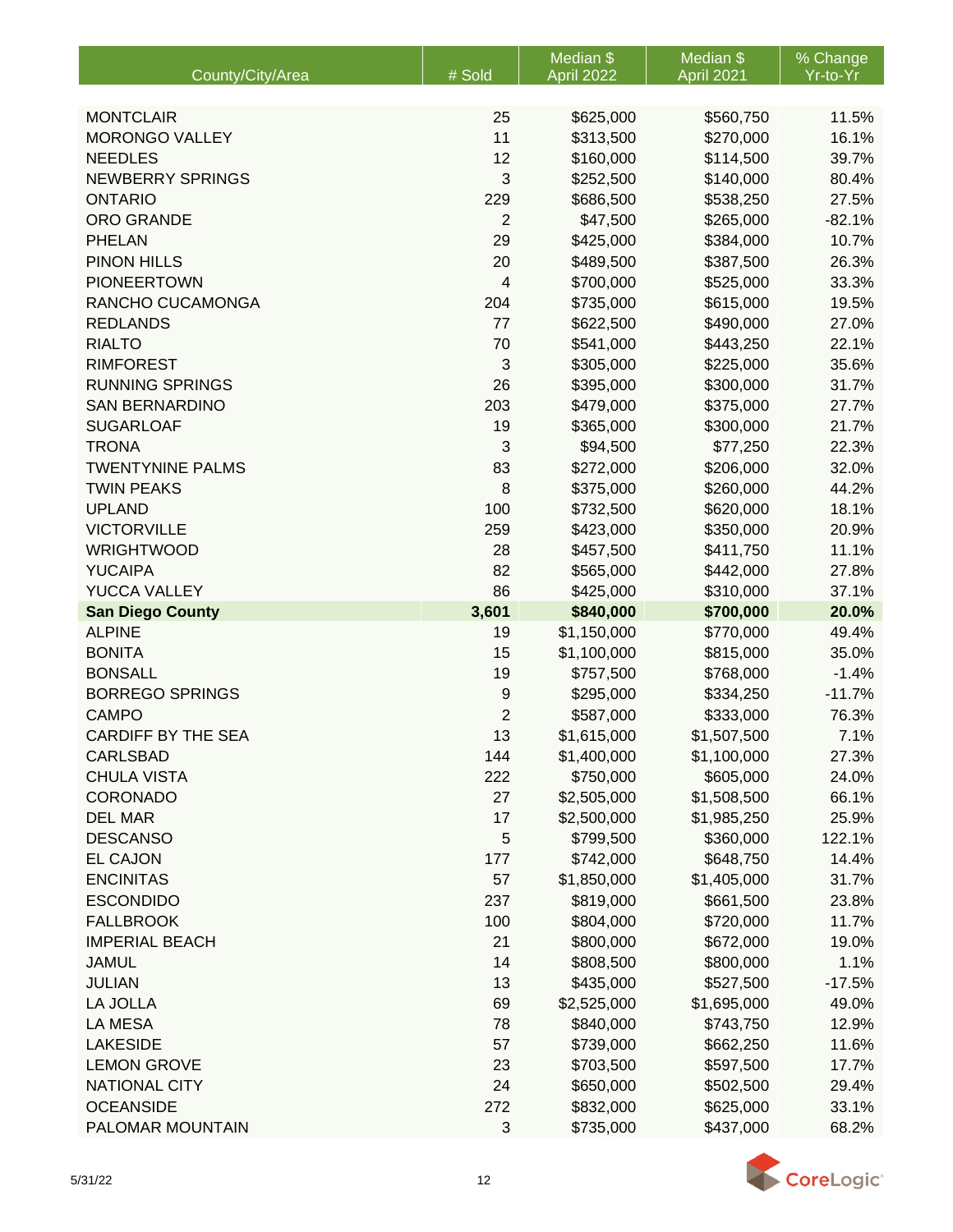| County/City/Area | # Sold | Median $ April 2022 | Median $ April 2021 | % Change Yr-to-Yr |
|---|---|---|---|---|
| MONTCLAIR | 25 | $625,000 | $560,750 | 11.5% |
| MORONGO VALLEY | 11 | $313,500 | $270,000 | 16.1% |
| NEEDLES | 12 | $160,000 | $114,500 | 39.7% |
| NEWBERRY SPRINGS | 3 | $252,500 | $140,000 | 80.4% |
| ONTARIO | 229 | $686,500 | $538,250 | 27.5% |
| ORO GRANDE | 2 | $47,500 | $265,000 | -82.1% |
| PHELAN | 29 | $425,000 | $384,000 | 10.7% |
| PINON HILLS | 20 | $489,500 | $387,500 | 26.3% |
| PIONEERTOWN | 4 | $700,000 | $525,000 | 33.3% |
| RANCHO CUCAMONGA | 204 | $735,000 | $615,000 | 19.5% |
| REDLANDS | 77 | $622,500 | $490,000 | 27.0% |
| RIALTO | 70 | $541,000 | $443,250 | 22.1% |
| RIMFOREST | 3 | $305,000 | $225,000 | 35.6% |
| RUNNING SPRINGS | 26 | $395,000 | $300,000 | 31.7% |
| SAN BERNARDINO | 203 | $479,000 | $375,000 | 27.7% |
| SUGARLOAF | 19 | $365,000 | $300,000 | 21.7% |
| TRONA | 3 | $94,500 | $77,250 | 22.3% |
| TWENTYNINE PALMS | 83 | $272,000 | $206,000 | 32.0% |
| TWIN PEAKS | 8 | $375,000 | $260,000 | 44.2% |
| UPLAND | 100 | $732,500 | $620,000 | 18.1% |
| VICTORVILLE | 259 | $423,000 | $350,000 | 20.9% |
| WRIGHTWOOD | 28 | $457,500 | $411,750 | 11.1% |
| YUCAIPA | 82 | $565,000 | $442,000 | 27.8% |
| YUCCA VALLEY | 86 | $425,000 | $310,000 | 37.1% |
| **San Diego County** | **3,601** | **$840,000** | **$700,000** | **20.0%** |
| ALPINE | 19 | $1,150,000 | $770,000 | 49.4% |
| BONITA | 15 | $1,100,000 | $815,000 | 35.0% |
| BONSALL | 19 | $757,500 | $768,000 | -1.4% |
| BORREGO SPRINGS | 9 | $295,000 | $334,250 | -11.7% |
| CAMPO | 2 | $587,000 | $333,000 | 76.3% |
| CARDIFF BY THE SEA | 13 | $1,615,000 | $1,507,500 | 7.1% |
| CARLSBAD | 144 | $1,400,000 | $1,100,000 | 27.3% |
| CHULA VISTA | 222 | $750,000 | $605,000 | 24.0% |
| CORONADO | 27 | $2,505,000 | $1,508,500 | 66.1% |
| DEL MAR | 17 | $2,500,000 | $1,985,250 | 25.9% |
| DESCANSO | 5 | $799,500 | $360,000 | 122.1% |
| EL CAJON | 177 | $742,000 | $648,750 | 14.4% |
| ENCINITAS | 57 | $1,850,000 | $1,405,000 | 31.7% |
| ESCONDIDO | 237 | $819,000 | $661,500 | 23.8% |
| FALLBROOK | 100 | $804,000 | $720,000 | 11.7% |
| IMPERIAL BEACH | 21 | $800,000 | $672,000 | 19.0% |
| JAMUL | 14 | $808,500 | $800,000 | 1.1% |
| JULIAN | 13 | $435,000 | $527,500 | -17.5% |
| LA JOLLA | 69 | $2,525,000 | $1,695,000 | 49.0% |
| LA MESA | 78 | $840,000 | $743,750 | 12.9% |
| LAKESIDE | 57 | $739,000 | $662,250 | 11.6% |
| LEMON GROVE | 23 | $703,500 | $597,500 | 17.7% |
| NATIONAL CITY | 24 | $650,000 | $502,500 | 29.4% |
| OCEANSIDE | 272 | $832,000 | $625,000 | 33.1% |
| PALOMAR MOUNTAIN | 3 | $735,000 | $437,000 | 68.2% |

5/31/22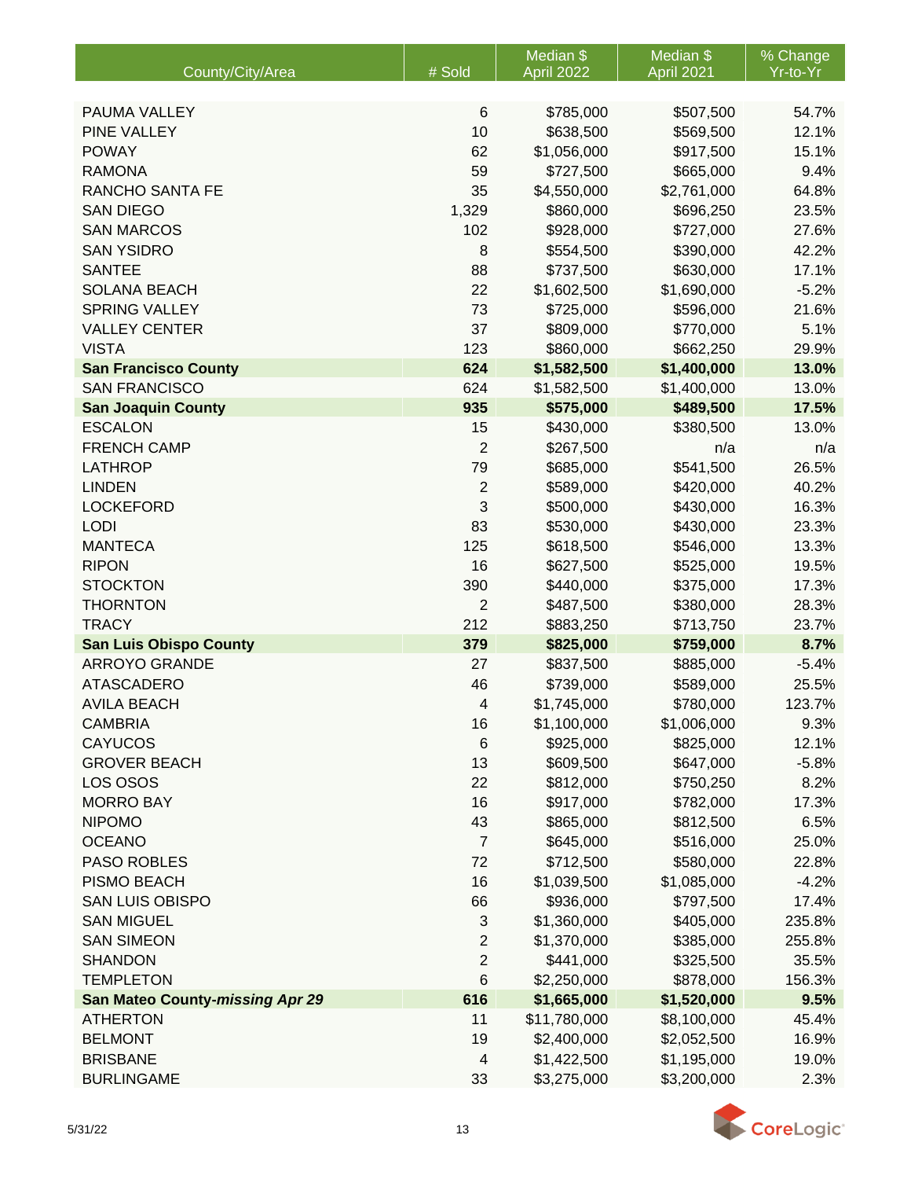| County/City/Area | # Sold | Median $ April 2022 | Median $ April 2021 | % Change Yr-to-Yr |
|---|---|---|---|---|
| PAUMA VALLEY | 6 | $785,000 | $507,500 | 54.7% |
| PINE VALLEY | 10 | $638,500 | $569,500 | 12.1% |
| POWAY | 62 | $1,056,000 | $917,500 | 15.1% |
| RAMONA | 59 | $727,500 | $665,000 | 9.4% |
| RANCHO SANTA FE | 35 | $4,550,000 | $2,761,000 | 64.8% |
| SAN DIEGO | 1,329 | $860,000 | $696,250 | 23.5% |
| SAN MARCOS | 102 | $928,000 | $727,000 | 27.6% |
| SAN YSIDRO | 8 | $554,500 | $390,000 | 42.2% |
| SANTEE | 88 | $737,500 | $630,000 | 17.1% |
| SOLANA BEACH | 22 | $1,602,500 | $1,690,000 | -5.2% |
| SPRING VALLEY | 73 | $725,000 | $596,000 | 21.6% |
| VALLEY CENTER | 37 | $809,000 | $770,000 | 5.1% |
| VISTA | 123 | $860,000 | $662,250 | 29.9% |
| **San Francisco County** | **624** | **$1,582,500** | **$1,400,000** | **13.0%** |
| SAN FRANCISCO | 624 | $1,582,500 | $1,400,000 | 13.0% |
| **San Joaquin County** | **935** | **$575,000** | **$489,500** | **17.5%** |
| ESCALON | 15 | $430,000 | $380,500 | 13.0% |
| FRENCH CAMP | 2 | $267,500 | n/a | n/a |
| LATHROP | 79 | $685,000 | $541,500 | 26.5% |
| LINDEN | 2 | $589,000 | $420,000 | 40.2% |
| LOCKEFORD | 3 | $500,000 | $430,000 | 16.3% |
| LODI | 83 | $530,000 | $430,000 | 23.3% |
| MANTECA | 125 | $618,500 | $546,000 | 13.3% |
| RIPON | 16 | $627,500 | $525,000 | 19.5% |
| STOCKTON | 390 | $440,000 | $375,000 | 17.3% |
| THORNTON | 2 | $487,500 | $380,000 | 28.3% |
| TRACY | 212 | $883,250 | $713,750 | 23.7% |
| **San Luis Obispo County** | **379** | **$825,000** | **$759,000** | **8.7%** |
| ARROYO GRANDE | 27 | $837,500 | $885,000 | -5.4% |
| ATASCADERO | 46 | $739,000 | $589,000 | 25.5% |
| AVILA BEACH | 4 | $1,745,000 | $780,000 | 123.7% |
| CAMBRIA | 16 | $1,100,000 | $1,006,000 | 9.3% |
| CAYUCOS | 6 | $925,000 | $825,000 | 12.1% |
| GROVER BEACH | 13 | $609,500 | $647,000 | -5.8% |
| LOS OSOS | 22 | $812,000 | $750,250 | 8.2% |
| MORRO BAY | 16 | $917,000 | $782,000 | 17.3% |
| NIPOMO | 43 | $865,000 | $812,500 | 6.5% |
| OCEANO | 7 | $645,000 | $516,000 | 25.0% |
| PASO ROBLES | 72 | $712,500 | $580,000 | 22.8% |
| PISMO BEACH | 16 | $1,039,500 | $1,085,000 | -4.2% |
| SAN LUIS OBISPO | 66 | $936,000 | $797,500 | 17.4% |
| SAN MIGUEL | 3 | $1,360,000 | $405,000 | 235.8% |
| SAN SIMEON | 2 | $1,370,000 | $385,000 | 255.8% |
| SHANDON | 2 | $441,000 | $325,500 | 35.5% |
| TEMPLETON | 6 | $2,250,000 | $878,000 | 156.3% |
| **San Mateo County-*missing Apr 29*** | **616** | **$1,665,000** | **$1,520,000** | **9.5%** |
| ATHERTON | 11 | $11,780,000 | $8,100,000 | 45.4% |
| BELMONT | 19 | $2,400,000 | $2,052,500 | 16.9% |
| BRISBANE | 4 | $1,422,500 | $1,195,000 | 19.0% |
| BURLINGAME | 33 | $3,275,000 | $3,200,000 | 2.3% |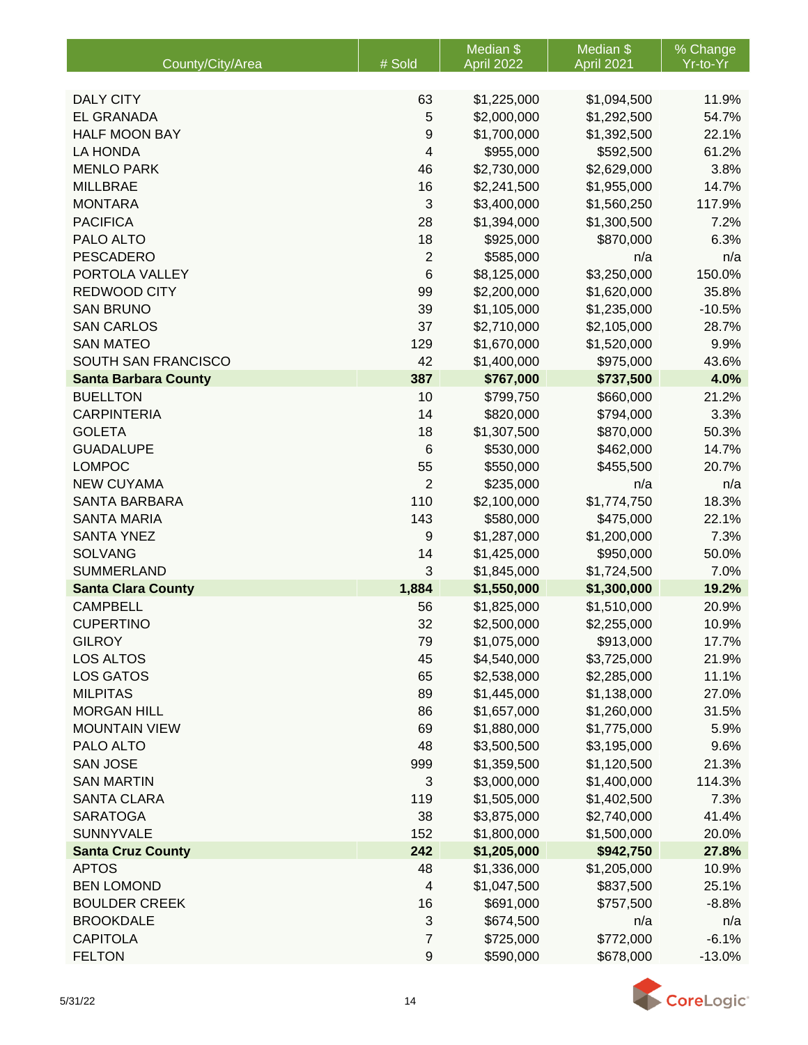| County/City/Area | # Sold | Median $ April 2022 | Median $ April 2021 | % Change Yr-to-Yr |
|---|---|---|---|---|
| DALY CITY | 63 | $1,225,000 | $1,094,500 | 11.9% |
| EL GRANADA | 5 | $2,000,000 | $1,292,500 | 54.7% |
| HALF MOON BAY | 9 | $1,700,000 | $1,392,500 | 22.1% |
| LA HONDA | 4 | $955,000 | $592,500 | 61.2% |
| MENLO PARK | 46 | $2,730,000 | $2,629,000 | 3.8% |
| MILLBRAE | 16 | $2,241,500 | $1,955,000 | 14.7% |
| MONTARA | 3 | $3,400,000 | $1,560,250 | 117.9% |
| PACIFICA | 28 | $1,394,000 | $1,300,500 | 7.2% |
| PALO ALTO | 18 | $925,000 | $870,000 | 6.3% |
| PESCADERO | 2 | $585,000 | n/a | n/a |
| PORTOLA VALLEY | 6 | $8,125,000 | $3,250,000 | 150.0% |
| REDWOOD CITY | 99 | $2,200,000 | $1,620,000 | 35.8% |
| SAN BRUNO | 39 | $1,105,000 | $1,235,000 | -10.5% |
| SAN CARLOS | 37 | $2,710,000 | $2,105,000 | 28.7% |
| SAN MATEO | 129 | $1,670,000 | $1,520,000 | 9.9% |
| SOUTH SAN FRANCISCO | 42 | $1,400,000 | $975,000 | 43.6% |
| **Santa Barbara County** | **387** | **$767,000** | **$737,500** | **4.0%** |
| BUELLTON | 10 | $799,750 | $660,000 | 21.2% |
| CARPINTERIA | 14 | $820,000 | $794,000 | 3.3% |
| GOLETA | 18 | $1,307,500 | $870,000 | 50.3% |
| GUADALUPE | 6 | $530,000 | $462,000 | 14.7% |
| LOMPOC | 55 | $550,000 | $455,500 | 20.7% |
| NEW CUYAMA | 2 | $235,000 | n/a | n/a |
| SANTA BARBARA | 110 | $2,100,000 | $1,774,750 | 18.3% |
| SANTA MARIA | 143 | $580,000 | $475,000 | 22.1% |
| SANTA YNEZ | 9 | $1,287,000 | $1,200,000 | 7.3% |
| SOLVANG | 14 | $1,425,000 | $950,000 | 50.0% |
| SUMMERLAND | 3 | $1,845,000 | $1,724,500 | 7.0% |
| **Santa Clara County** | **1,884** | **$1,550,000** | **$1,300,000** | **19.2%** |
| CAMPBELL | 56 | $1,825,000 | $1,510,000 | 20.9% |
| CUPERTINO | 32 | $2,500,000 | $2,255,000 | 10.9% |
| GILROY | 79 | $1,075,000 | $913,000 | 17.7% |
| LOS ALTOS | 45 | $4,540,000 | $3,725,000 | 21.9% |
| LOS GATOS | 65 | $2,538,000 | $2,285,000 | 11.1% |
| MILPITAS | 89 | $1,445,000 | $1,138,000 | 27.0% |
| MORGAN HILL | 86 | $1,657,000 | $1,260,000 | 31.5% |
| MOUNTAIN VIEW | 69 | $1,880,000 | $1,775,000 | 5.9% |
| PALO ALTO | 48 | $3,500,500 | $3,195,000 | 9.6% |
| SAN JOSE | 999 | $1,359,500 | $1,120,500 | 21.3% |
| SAN MARTIN | 3 | $3,000,000 | $1,400,000 | 114.3% |
| SANTA CLARA | 119 | $1,505,000 | $1,402,500 | 7.3% |
| SARATOGA | 38 | $3,875,000 | $2,740,000 | 41.4% |
| SUNNYVALE | 152 | $1,800,000 | $1,500,000 | 20.0% |
| **Santa Cruz County** | **242** | **$1,205,000** | **$942,750** | **27.8%** |
| APTOS | 48 | $1,336,000 | $1,205,000 | 10.9% |
| BEN LOMOND | 4 | $1,047,500 | $837,500 | 25.1% |
| BOULDER CREEK | 16 | $691,000 | $757,500 | -8.8% |
| BROOKDALE | 3 | $674,500 | n/a | n/a |
| CAPITOLA | 7 | $725,000 | $772,000 | -6.1% |
| FELTON | 9 | $590,000 | $678,000 | -13.0% |

5/31/22

CoreLogic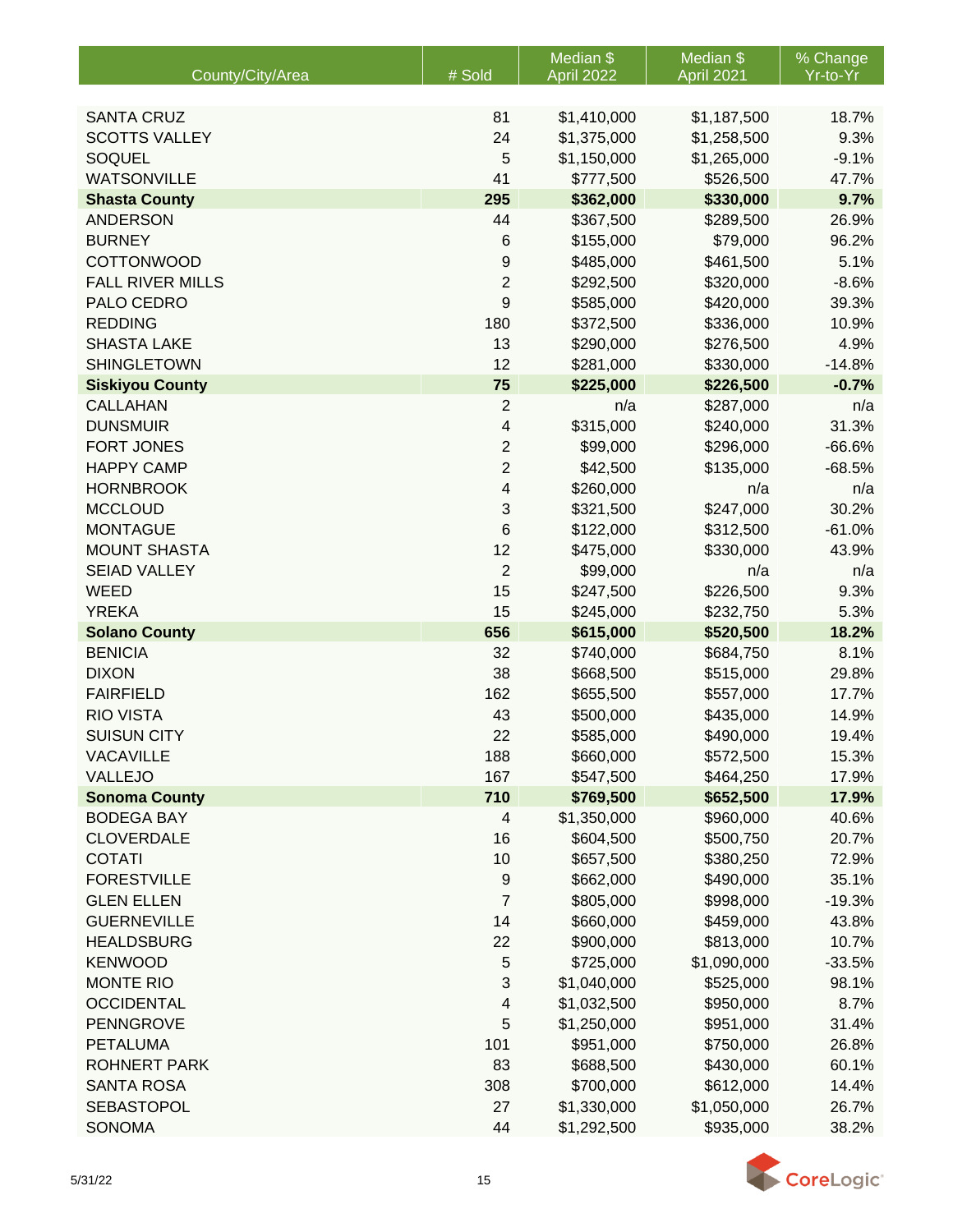| County/City/Area | # Sold | Median $ April 2022 | Median $ April 2021 | % Change Yr-to-Yr |
|---|---|---|---|---|
| SANTA CRUZ | 81 | $1,410,000 | $1,187,500 | 18.7% |
| SCOTTS VALLEY | 24 | $1,375,000 | $1,258,500 | 9.3% |
| SOQUEL | 5 | $1,150,000 | $1,265,000 | -9.1% |
| WATSONVILLE | 41 | $777,500 | $526,500 | 47.7% |
| **Shasta County** | **295** | **$362,000** | **$330,000** | **9.7%** |
| ANDERSON | 44 | $367,500 | $289,500 | 26.9% |
| BURNEY | 6 | $155,000 | $79,000 | 96.2% |
| COTTONWOOD | 9 | $485,000 | $461,500 | 5.1% |
| FALL RIVER MILLS | 2 | $292,500 | $320,000 | -8.6% |
| PALO CEDRO | 9 | $585,000 | $420,000 | 39.3% |
| REDDING | 180 | $372,500 | $336,000 | 10.9% |
| SHASTA LAKE | 13 | $290,000 | $276,500 | 4.9% |
| SHINGLETOWN | 12 | $281,000 | $330,000 | -14.8% |
| **Siskiyou County** | **75** | **$225,000** | **$226,500** | **-0.7%** |
| CALLAHAN | 2 | n/a | $287,000 | n/a |
| DUNSMUIR | 4 | $315,000 | $240,000 | 31.3% |
| FORT JONES | 2 | $99,000 | $296,000 | -66.6% |
| HAPPY CAMP | 2 | $42,500 | $135,000 | -68.5% |
| HORNBROOK | 4 | $260,000 | n/a | n/a |
| MCCLOUD | 3 | $321,500 | $247,000 | 30.2% |
| MONTAGUE | 6 | $122,000 | $312,500 | -61.0% |
| MOUNT SHASTA | 12 | $475,000 | $330,000 | 43.9% |
| SEIAD VALLEY | 2 | $99,000 | n/a | n/a |
| WEED | 15 | $247,500 | $226,500 | 9.3% |
| YREKA | 15 | $245,000 | $232,750 | 5.3% |
| **Solano County** | **656** | **$615,000** | **$520,500** | **18.2%** |
| BENICIA | 32 | $740,000 | $684,750 | 8.1% |
| DIXON | 38 | $668,500 | $515,000 | 29.8% |
| FAIRFIELD | 162 | $655,500 | $557,000 | 17.7% |
| RIO VISTA | 43 | $500,000 | $435,000 | 14.9% |
| SUISUN CITY | 22 | $585,000 | $490,000 | 19.4% |
| VACAVILLE | 188 | $660,000 | $572,500 | 15.3% |
| VALLEJO | 167 | $547,500 | $464,250 | 17.9% |
| **Sonoma County** | **710** | **$769,500** | **$652,500** | **17.9%** |
| BODEGA BAY | 4 | $1,350,000 | $960,000 | 40.6% |
| CLOVERDALE | 16 | $604,500 | $500,750 | 20.7% |
| COTATI | 10 | $657,500 | $380,250 | 72.9% |
| FORESTVILLE | 9 | $662,000 | $490,000 | 35.1% |
| GLEN ELLEN | 7 | $805,000 | $998,000 | -19.3% |
| GUERNEVILLE | 14 | $660,000 | $459,000 | 43.8% |
| HEALDSBURG | 22 | $900,000 | $813,000 | 10.7% |
| KENWOOD | 5 | $725,000 | $1,090,000 | -33.5% |
| MONTE RIO | 3 | $1,040,000 | $525,000 | 98.1% |
| OCCIDENTAL | 4 | $1,032,500 | $950,000 | 8.7% |
| PENNGROVE | 5 | $1,250,000 | $951,000 | 31.4% |
| PETALUMA | 101 | $951,000 | $750,000 | 26.8% |
| ROHNERT PARK | 83 | $688,500 | $430,000 | 60.1% |
| SANTA ROSA | 308 | $700,000 | $612,000 | 14.4% |
| SEBASTOPOL | 27 | $1,330,000 | $1,050,000 | 26.7% |
| SONOMA | 44 | $1,292,500 | $935,000 | 38.2% |

5/31/22

CoreLogic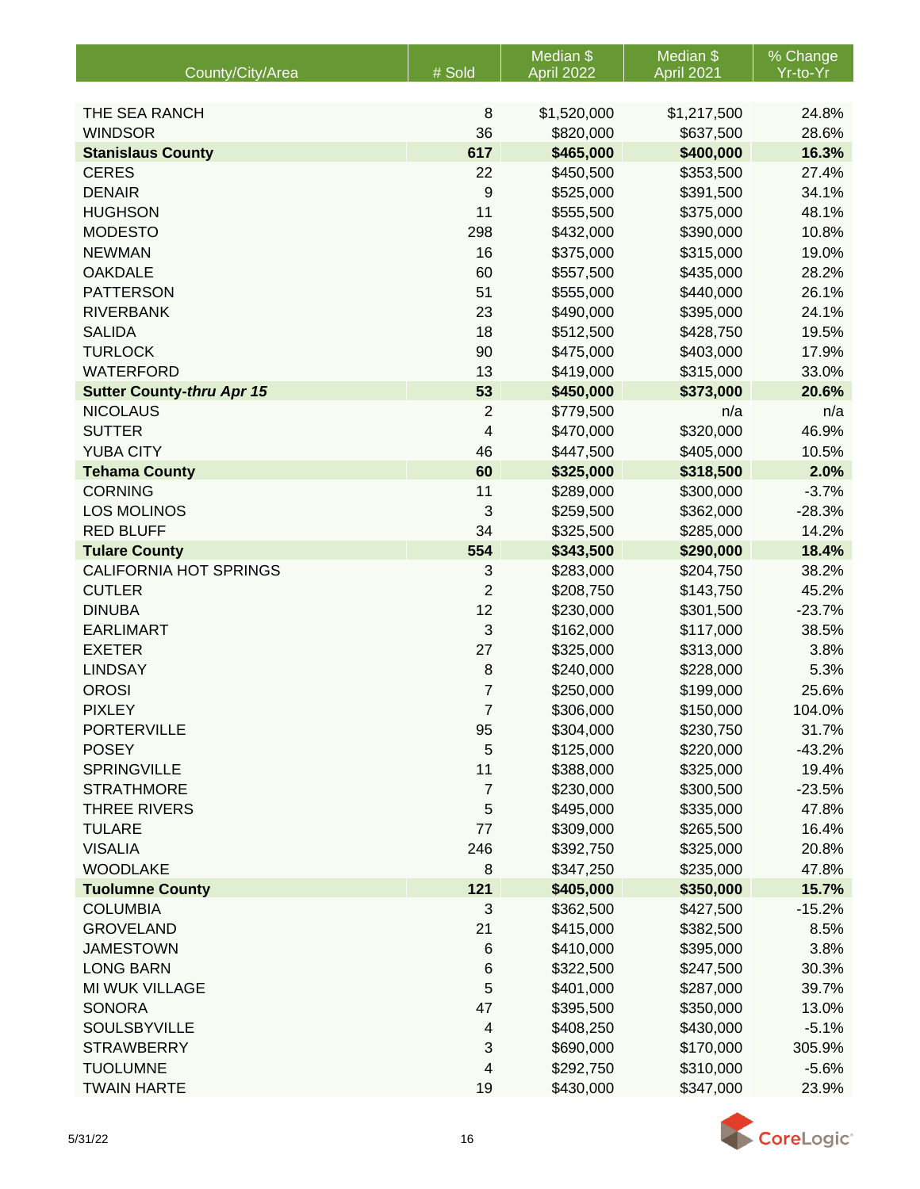| County/City/Area | # Sold | Median $ April 2022 | Median $ April 2021 | % Change Yr-to-Yr |
|---|---|---|---|---|
| THE SEA RANCH | 8 | $1,520,000 | $1,217,500 | 24.8% |
| WINDSOR | 36 | $820,000 | $637,500 | 28.6% |
| **Stanislaus County** | **617** | **$465,000** | **$400,000** | **16.3%** |
| CERES | 22 | $450,500 | $353,500 | 27.4% |
| DENAIR | 9 | $525,000 | $391,500 | 34.1% |
| HUGHSON | 11 | $555,500 | $375,000 | 48.1% |
| MODESTO | 298 | $432,000 | $390,000 | 10.8% |
| NEWMAN | 16 | $375,000 | $315,000 | 19.0% |
| OAKDALE | 60 | $557,500 | $435,000 | 28.2% |
| PATTERSON | 51 | $555,000 | $440,000 | 26.1% |
| RIVERBANK | 23 | $490,000 | $395,000 | 24.1% |
| SALIDA | 18 | $512,500 | $428,750 | 19.5% |
| TURLOCK | 90 | $475,000 | $403,000 | 17.9% |
| WATERFORD | 13 | $419,000 | $315,000 | 33.0% |
| **Sutter County-*thru Apr 15*** | **53** | **$450,000** | **$373,000** | **20.6%** |
| NICOLAUS | 2 | $779,500 | n/a | n/a |
| SUTTER | 4 | $470,000 | $320,000 | 46.9% |
| YUBA CITY | 46 | $447,500 | $405,000 | 10.5% |
| **Tehama County** | **60** | **$325,000** | **$318,500** | **2.0%** |
| CORNING | 11 | $289,000 | $300,000 | -3.7% |
| LOS MOLINOS | 3 | $259,500 | $362,000 | -28.3% |
| RED BLUFF | 34 | $325,500 | $285,000 | 14.2% |
| **Tulare County** | **554** | **$343,500** | **$290,000** | **18.4%** |
| CALIFORNIA HOT SPRINGS | 3 | $283,000 | $204,750 | 38.2% |
| CUTLER | 2 | $208,750 | $143,750 | 45.2% |
| DINUBA | 12 | $230,000 | $301,500 | -23.7% |
| EARLIMART | 3 | $162,000 | $117,000 | 38.5% |
| EXETER | 27 | $325,000 | $313,000 | 3.8% |
| LINDSAY | 8 | $240,000 | $228,000 | 5.3% |
| OROSI | 7 | $250,000 | $199,000 | 25.6% |
| PIXLEY | 7 | $306,000 | $150,000 | 104.0% |
| PORTERVILLE | 95 | $304,000 | $230,750 | 31.7% |
| POSEY | 5 | $125,000 | $220,000 | -43.2% |
| SPRINGVILLE | 11 | $388,000 | $325,000 | 19.4% |
| STRATHMORE | 7 | $230,000 | $300,500 | -23.5% |
| THREE RIVERS | 5 | $495,000 | $335,000 | 47.8% |
| TULARE | 77 | $309,000 | $265,500 | 16.4% |
| VISALIA | 246 | $392,750 | $325,000 | 20.8% |
| WOODLAKE | 8 | $347,250 | $235,000 | 47.8% |
| **Tuolumne County** | **121** | **$405,000** | **$350,000** | **15.7%** |
| COLUMBIA | 3 | $362,500 | $427,500 | -15.2% |
| GROVELAND | 21 | $415,000 | $382,500 | 8.5% |
| JAMESTOWN | 6 | $410,000 | $395,000 | 3.8% |
| LONG BARN | 6 | $322,500 | $247,500 | 30.3% |
| MI WUK VILLAGE | 5 | $401,000 | $287,000 | 39.7% |
| SONORA | 47 | $395,500 | $350,000 | 13.0% |
| SOULSBYVILLE | 4 | $408,250 | $430,000 | -5.1% |
| STRAWBERRY | 3 | $690,000 | $170,000 | 305.9% |
| TUOLUMNE | 4 | $292,750 | $310,000 | -5.6% |
| TWAIN HARTE | 19 | $430,000 | $347,000 | 23.9% |

5/31/22

CoreLogic®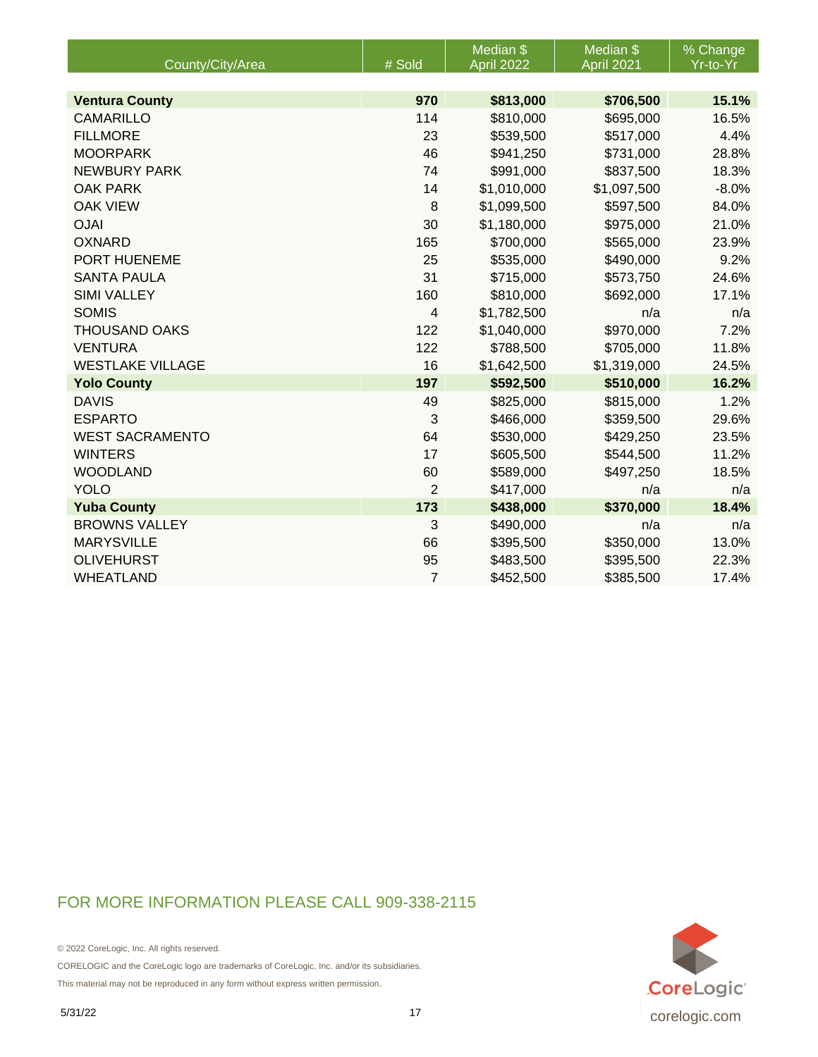| County/City/Area | # Sold | Median $ April 2022 | Median $ April 2021 | % Change Yr-to-Yr |
|---|---|---|---|---|
| **Ventura County** | **970** | **$813,000** | **$706,500** | **15.1%** |
| CAMARILLO | 114 | $810,000 | $695,000 | 16.5% |
| FILLMORE | 23 | $539,500 | $517,000 | 4.4% |
| MOORPARK | 46 | $941,250 | $731,000 | 28.8% |
| NEWBURY PARK | 74 | $991,000 | $837,500 | 18.3% |
| OAK PARK | 14 | $1,010,000 | $1,097,500 | -8.0% |
| OAK VIEW | 8 | $1,099,500 | $597,500 | 84.0% |
| OJAI | 30 | $1,180,000 | $975,000 | 21.0% |
| OXNARD | 165 | $700,000 | $565,000 | 23.9% |
| PORT HUENEME | 25 | $535,000 | $490,000 | 9.2% |
| SANTA PAULA | 31 | $715,000 | $573,750 | 24.6% |
| SIMI VALLEY | 160 | $810,000 | $692,000 | 17.1% |
| SOMIS | 4 | $1,782,500 | n/a | n/a |
| THOUSAND OAKS | 122 | $1,040,000 | $970,000 | 7.2% |
| VENTURA | 122 | $788,500 | $705,000 | 11.8% |
| WESTLAKE VILLAGE | 16 | $1,642,500 | $1,319,000 | 24.5% |
| **Yolo County** | **197** | **$592,500** | **$510,000** | **16.2%** |
| DAVIS | 49 | $825,000 | $815,000 | 1.2% |
| ESPARTO | 3 | $466,000 | $359,500 | 29.6% |
| WEST SACRAMENTO | 64 | $530,000 | $429,250 | 23.5% |
| WINTERS | 17 | $605,500 | $544,500 | 11.2% |
| WOODLAND | 60 | $589,000 | $497,250 | 18.5% |
| YOLO | 2 | $417,000 | n/a | n/a |
| **Yuba County** | **173** | **$438,000** | **$370,000** | **18.4%** |
| BROWNS VALLEY | 3 | $490,000 | n/a | n/a |
| MARYSVILLE | 66 | $395,500 | $350,000 | 13.0% |
| OLIVEHURST | 95 | $483,500 | $395,500 | 22.3% |
| WHEATLAND | 7 | $452,500 | $385,500 | 17.4% |

FOR MORE INFORMATION PLEASE CALL 909-338-2115

© 2022 CoreLogic, Inc. All rights reserved.

CORELOGIC and the CoreLogic logo are trademarks of CoreLogic, Inc. and/or its subsidiaries.

This material may not be reproduced in any form without express written permission.

5/31/22

CoreLogic®

corelogic.com